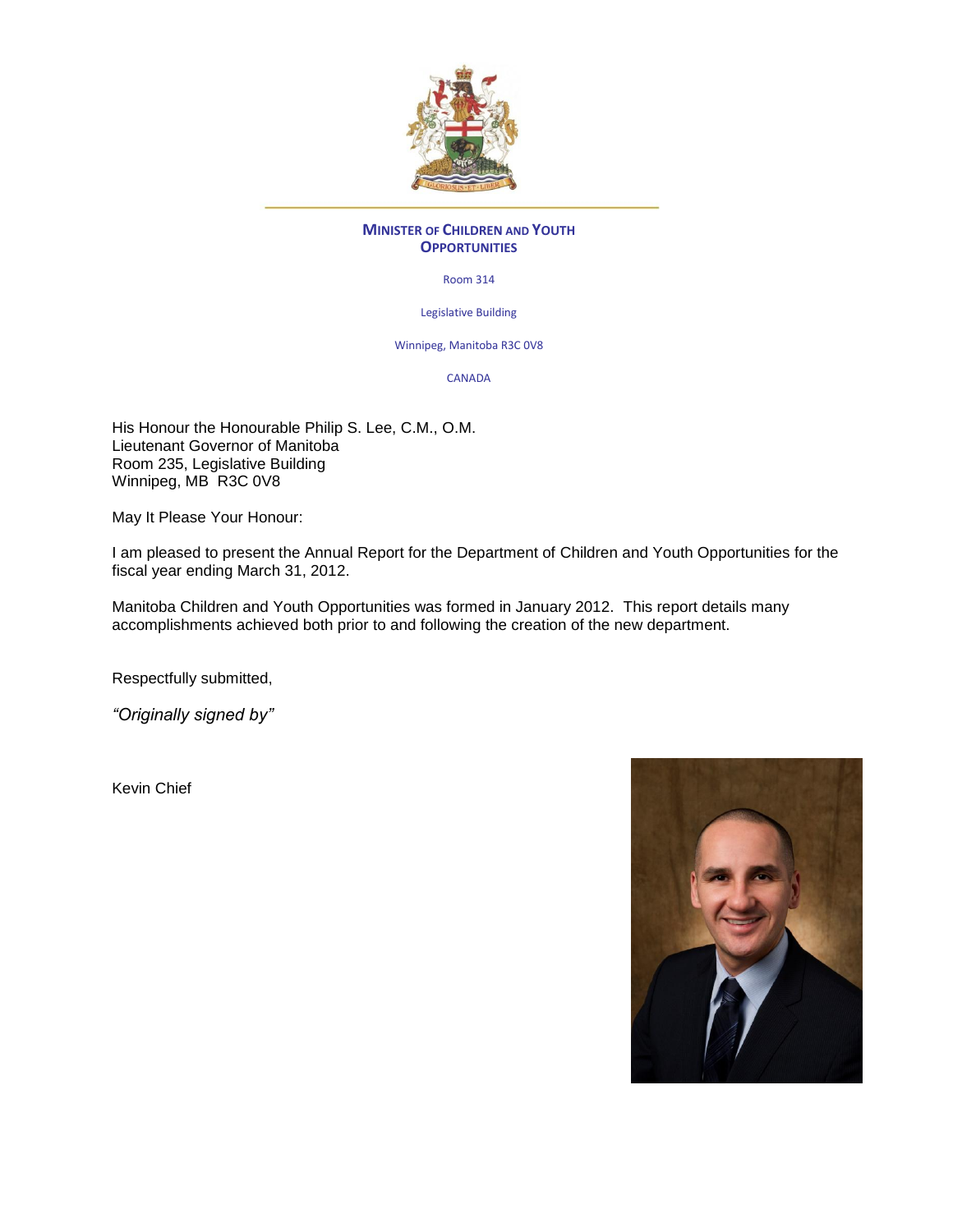**MINISTER OF CHILDREN AND YOUTH OPPORTUNITIES**

Room 314

Legislative Building

Winnipeg, Manitoba R3C 0V8

CANADA

His Honour the Honourable Philip S. Lee, C.M., O.M.
Lieutenant Governor of Manitoba
Room 235, Legislative Building
Winnipeg, MB R3C 0V8

May It Please Your Honour:

I am pleased to present the Annual Report for the Department of Children and Youth Opportunities for the fiscal year ending March 31, 2012.

Manitoba Children and Youth Opportunities was formed in January 2012. This report details many accomplishments achieved both prior to and following the creation of the new department.

Respectfully submitted,

*"Originally signed by"*

Kevin Chief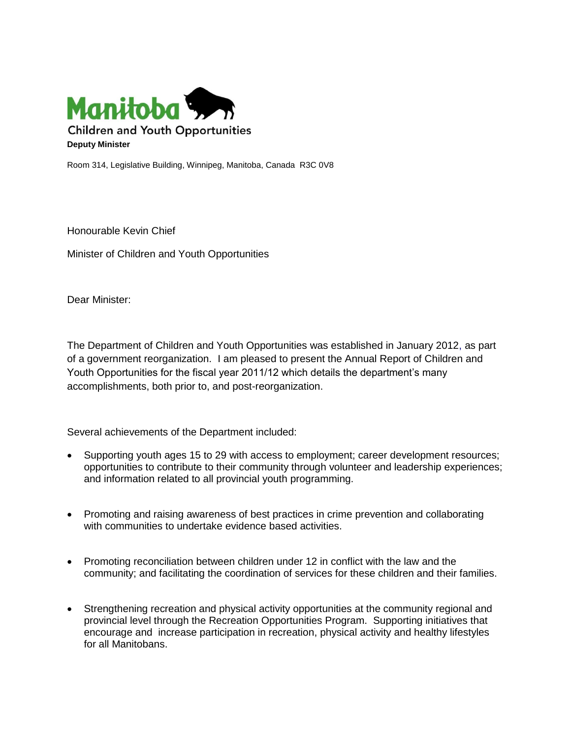Manitoba

Children and Youth Opportunities

**Deputy Minister**

Room 314, Legislative Building, Winnipeg, Manitoba, Canada  R3C 0V8

Honourable Kevin Chief

Minister of Children and Youth Opportunities

Dear Minister:

The Department of Children and Youth Opportunities was established in January 2012, as part of a government reorganization. I am pleased to present the Annual Report of Children and Youth Opportunities for the fiscal year 2011/12 which details the department's many accomplishments, both prior to, and post-reorganization.

Several achievements of the Department included:

- Supporting youth ages 15 to 29 with access to employment; career development resources; opportunities to contribute to their community through volunteer and leadership experiences; and information related to all provincial youth programming.
- Promoting and raising awareness of best practices in crime prevention and collaborating with communities to undertake evidence based activities.
- Promoting reconciliation between children under 12 in conflict with the law and the community; and facilitating the coordination of services for these children and their families.
- Strengthening recreation and physical activity opportunities at the community regional and provincial level through the Recreation Opportunities Program. Supporting initiatives that encourage and increase participation in recreation, physical activity and healthy lifestyles for all Manitobans.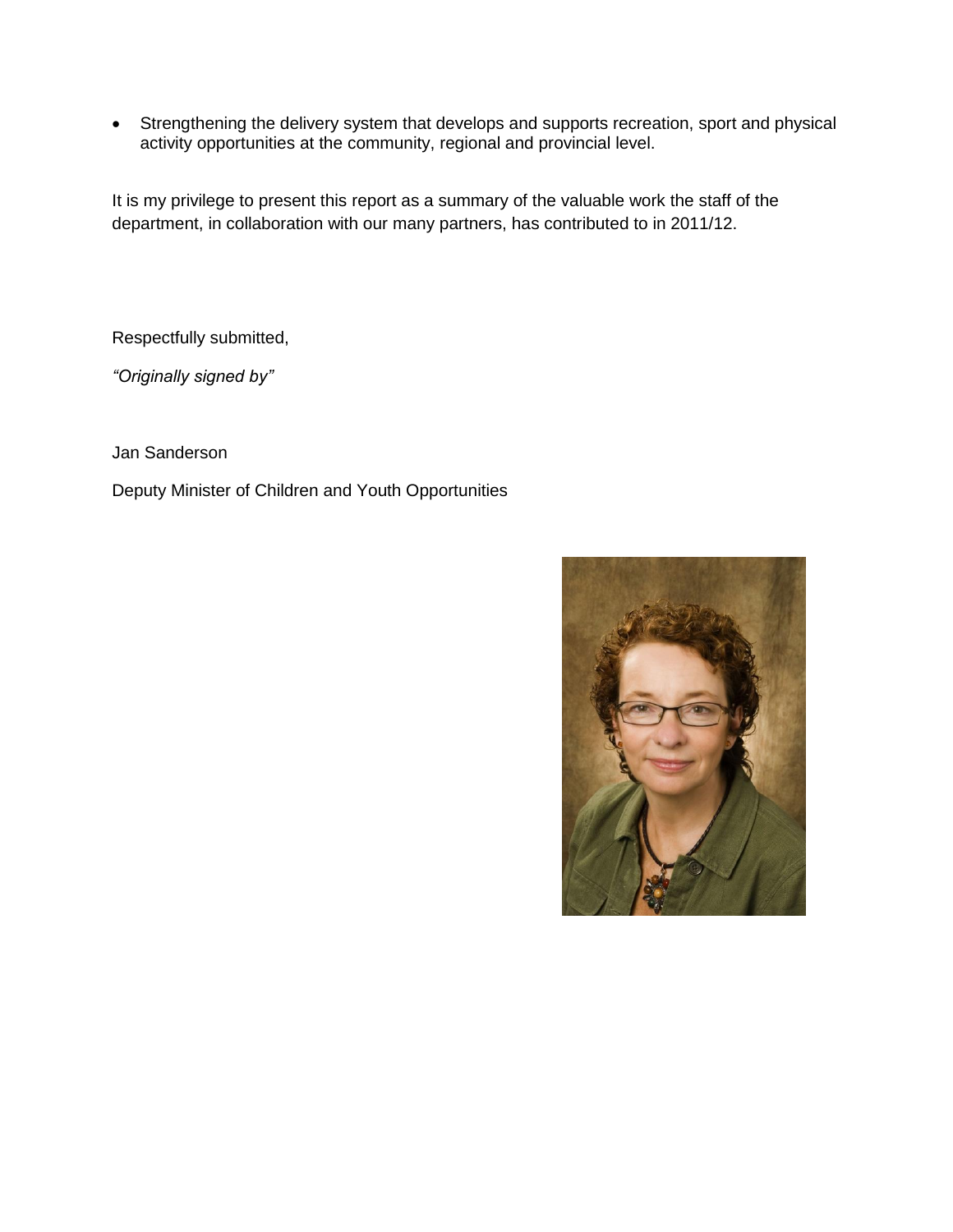- Strengthening the delivery system that develops and supports recreation, sport and physical activity opportunities at the community, regional and provincial level.

It is my privilege to present this report as a summary of the valuable work the staff of the department, in collaboration with our many partners, has contributed to in 2011/12.

Respectfully submitted,

*"Originally signed by"*

Jan Sanderson

Deputy Minister of Children and Youth Opportunities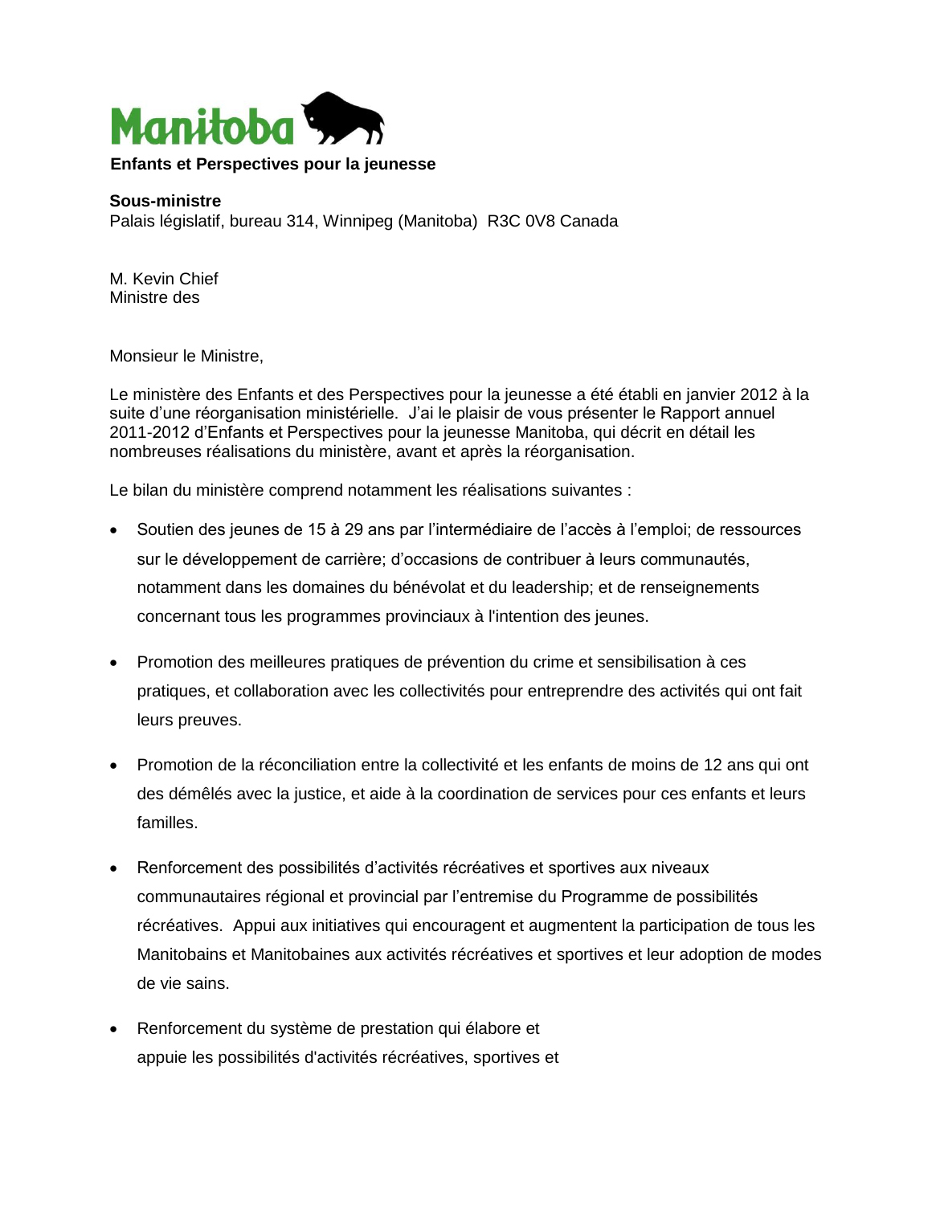Manitoba

**Enfants et Perspectives pour la jeunesse**

**Sous-ministre**
Palais législatif, bureau 314, Winnipeg (Manitoba) R3C 0V8 Canada

M. Kevin Chief
Ministre des

Monsieur le Ministre,

Le ministère des Enfants et des Perspectives pour la jeunesse a été établi en janvier 2012 à la suite d'une réorganisation ministérielle. J'ai le plaisir de vous présenter le Rapport annuel 2011-2012 d'Enfants et Perspectives pour la jeunesse Manitoba, qui décrit en détail les nombreuses réalisations du ministère, avant et après la réorganisation.

Le bilan du ministère comprend notamment les réalisations suivantes :

- Soutien des jeunes de 15 à 29 ans par l'intermédiaire de l'accès à l'emploi; de ressources sur le développement de carrière; d'occasions de contribuer à leurs communautés, notamment dans les domaines du bénévolat et du leadership; et de renseignements concernant tous les programmes provinciaux à l'intention des jeunes.

- Promotion des meilleures pratiques de prévention du crime et sensibilisation à ces pratiques, et collaboration avec les collectivités pour entreprendre des activités qui ont fait leurs preuves.

- Promotion de la réconciliation entre la collectivité et les enfants de moins de 12 ans qui ont des démêlés avec la justice, et aide à la coordination de services pour ces enfants et leurs familles.

- Renforcement des possibilités d'activités récréatives et sportives aux niveaux communautaires régional et provincial par l'entremise du Programme de possibilités récréatives. Appui aux initiatives qui encouragent et augmentent la participation de tous les Manitobains et Manitobaines aux activités récréatives et sportives et leur adoption de modes de vie sains.

- Renforcement du système de prestation qui élabore et appuie les possibilités d'activités récréatives, sportives et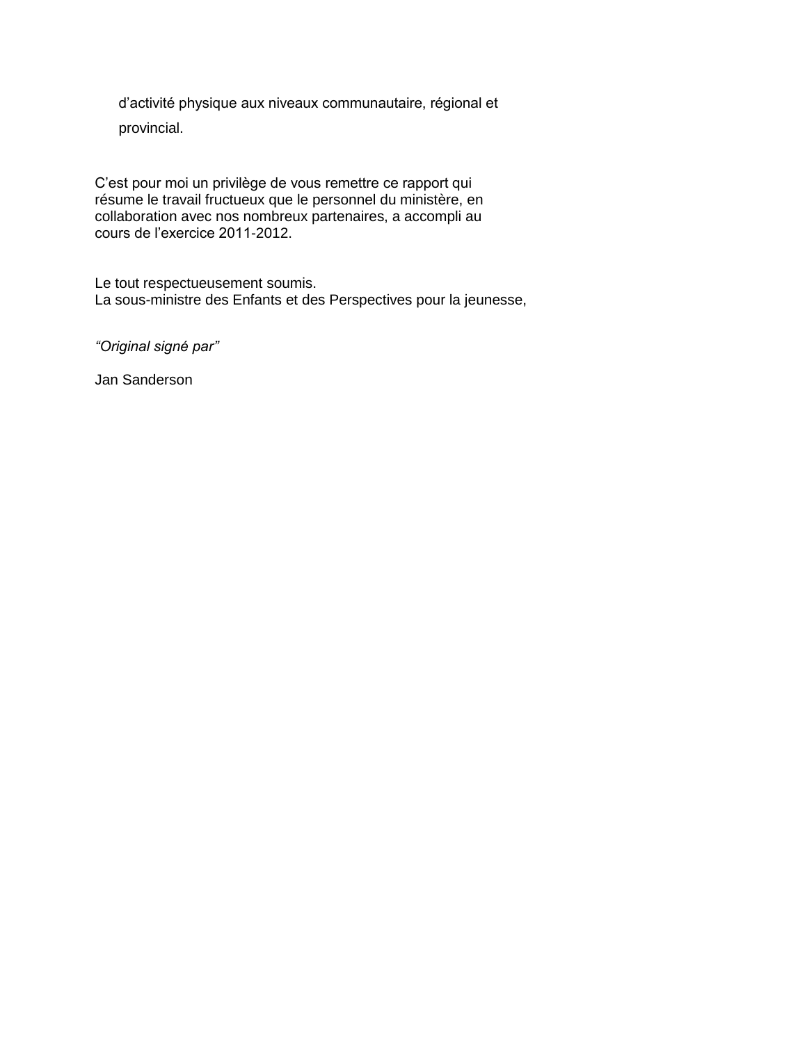d'activité physique aux niveaux communautaire, régional et provincial.

C'est pour moi un privilège de vous remettre ce rapport qui résume le travail fructueux que le personnel du ministère, en collaboration avec nos nombreux partenaires, a accompli au cours de l'exercice 2011-2012.

Le tout respectueusement soumis.
La sous-ministre des Enfants et des Perspectives pour la jeunesse,

*"Original signé par"*

Jan Sanderson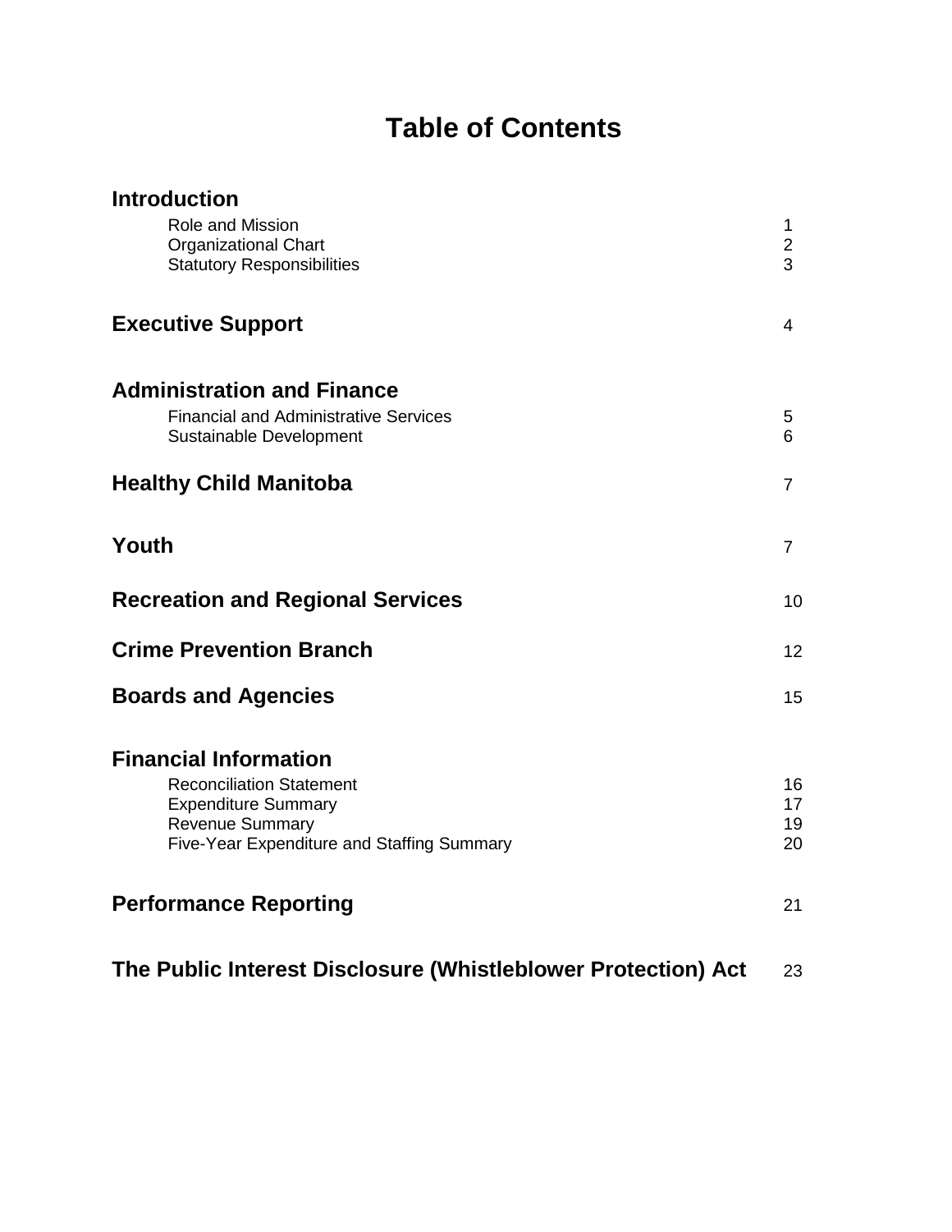# Table of Contents

| | |
|---|---|
| **Introduction** | |
| Role and Mission | 1 |
| Organizational Chart | 2 |
| Statutory Responsibilities | 3 |
| **Executive Support** | 4 |
| **Administration and Finance** | |
| Financial and Administrative Services | 5 |
| Sustainable Development | 6 |
| **Healthy Child Manitoba** | 7 |
| **Youth** | 7 |
| **Recreation and Regional Services** | 10 |
| **Crime Prevention Branch** | 12 |
| **Boards and Agencies** | 15 |
| **Financial Information** | |
| Reconciliation Statement | 16 |
| Expenditure Summary | 17 |
| Revenue Summary | 19 |
| Five-Year Expenditure and Staffing Summary | 20 |
| **Performance Reporting** | 21 |
| **The Public Interest Disclosure (Whistleblower Protection) Act** | 23 |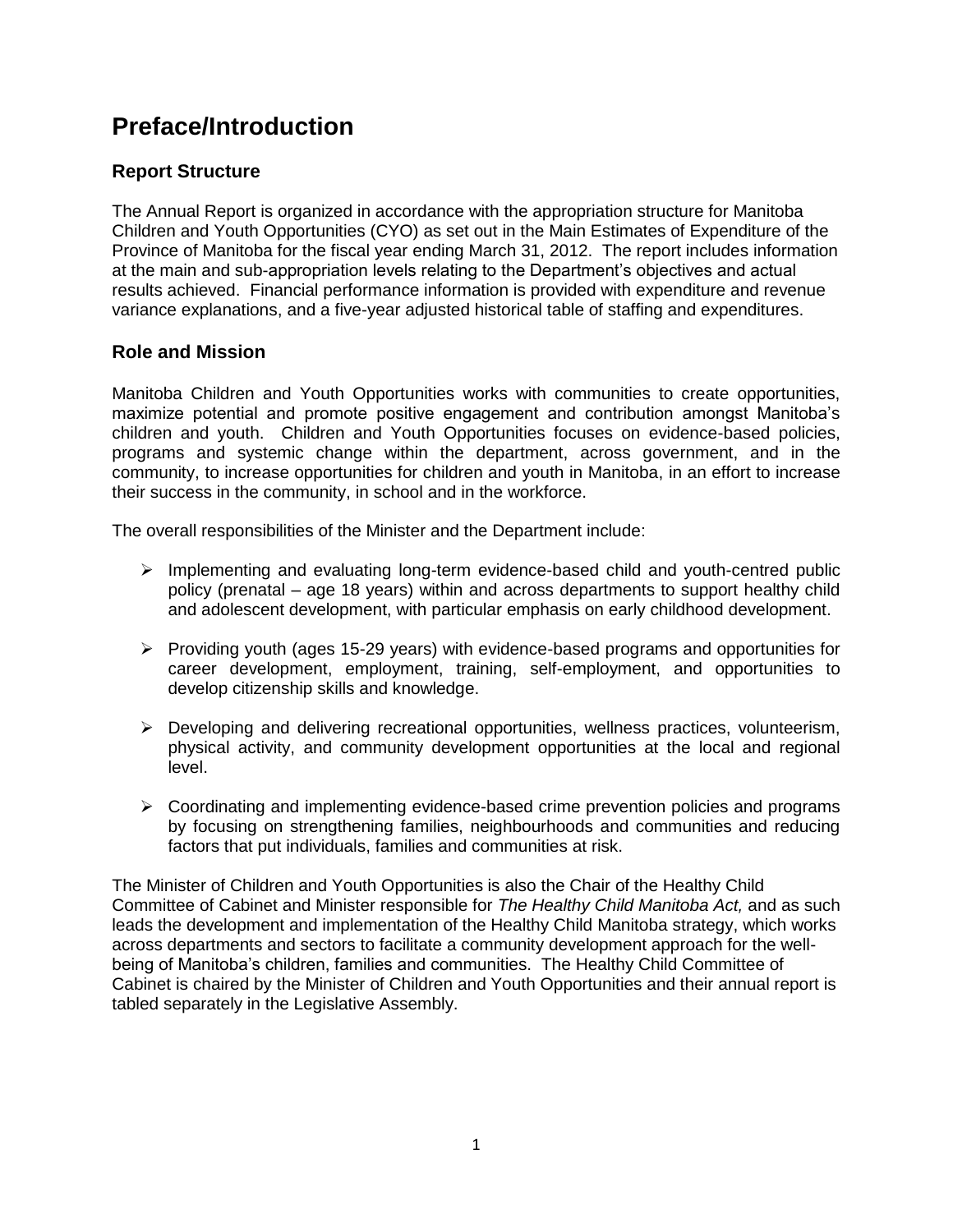# Preface/Introduction

## Report Structure

The Annual Report is organized in accordance with the appropriation structure for Manitoba Children and Youth Opportunities (CYO) as set out in the Main Estimates of Expenditure of the Province of Manitoba for the fiscal year ending March 31, 2012. The report includes information at the main and sub-appropriation levels relating to the Department's objectives and actual results achieved. Financial performance information is provided with expenditure and revenue variance explanations, and a five-year adjusted historical table of staffing and expenditures.

## Role and Mission

Manitoba Children and Youth Opportunities works with communities to create opportunities, maximize potential and promote positive engagement and contribution amongst Manitoba's children and youth. Children and Youth Opportunities focuses on evidence-based policies, programs and systemic change within the department, across government, and in the community, to increase opportunities for children and youth in Manitoba, in an effort to increase their success in the community, in school and in the workforce.

The overall responsibilities of the Minister and the Department include:

- Implementing and evaluating long-term evidence-based child and youth-centred public policy (prenatal – age 18 years) within and across departments to support healthy child and adolescent development, with particular emphasis on early childhood development.
- Providing youth (ages 15-29 years) with evidence-based programs and opportunities for career development, employment, training, self-employment, and opportunities to develop citizenship skills and knowledge.
- Developing and delivering recreational opportunities, wellness practices, volunteerism, physical activity, and community development opportunities at the local and regional level.
- Coordinating and implementing evidence-based crime prevention policies and programs by focusing on strengthening families, neighbourhoods and communities and reducing factors that put individuals, families and communities at risk.

The Minister of Children and Youth Opportunities is also the Chair of the Healthy Child Committee of Cabinet and Minister responsible for *The Healthy Child Manitoba Act,* and as such leads the development and implementation of the Healthy Child Manitoba strategy, which works across departments and sectors to facilitate a community development approach for the well-being of Manitoba's children, families and communities. The Healthy Child Committee of Cabinet is chaired by the Minister of Children and Youth Opportunities and their annual report is tabled separately in the Legislative Assembly.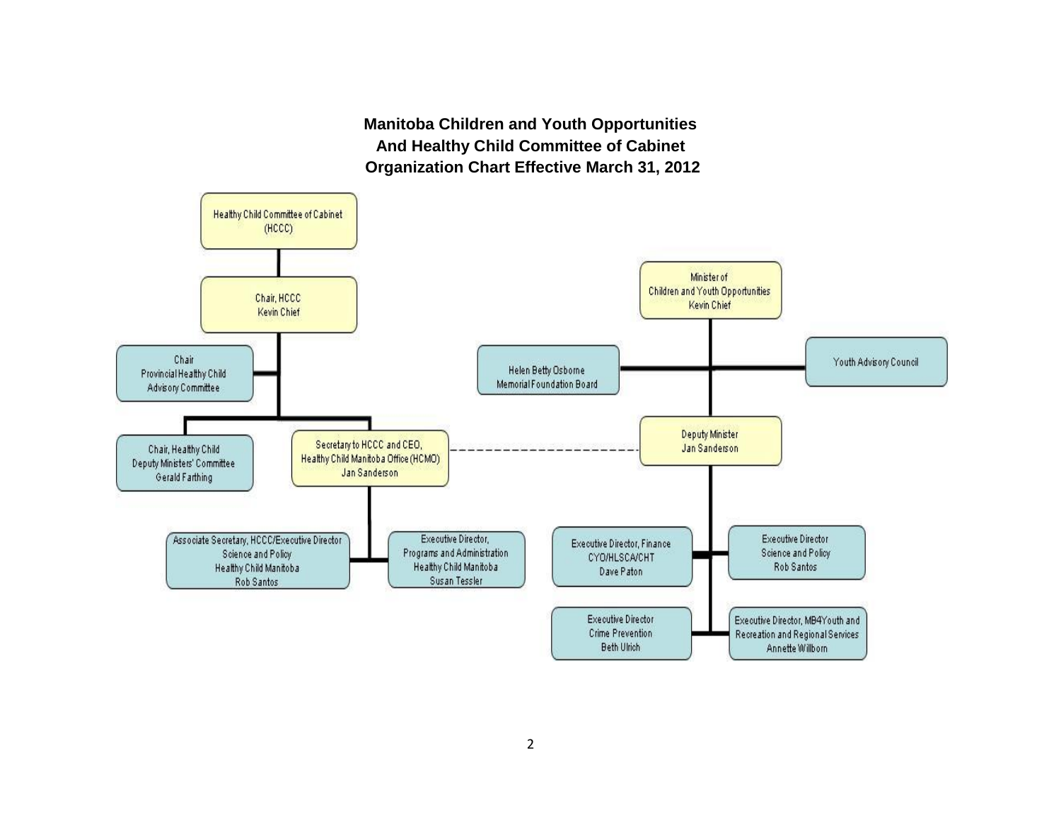**Manitoba Children and Youth Opportunities**
**And Healthy Child Committee of Cabinet**
**Organization Chart Effective March 31, 2012**

- Healthy Child Committee of Cabinet (HCCC)
  - Chair, HCCC — Kevin Chief
    - Chair, Provincial Healthy Child Advisory Committee
    - Chair, Healthy Child Deputy Ministers' Committee — Gerald Farthing
    - Secretary to HCCC and CEO, Healthy Child Manitoba Office (HCMO) — Jan Sanderson
      - Associate Secretary, HCCC/Executive Director Science and Policy Healthy Child Manitoba — Rob Santos
      - Executive Director, Programs and Administration Healthy Child Manitoba — Susan Tessler

- Minister of Children and Youth Opportunities — Kevin Chief
  - Helen Betty Osborne Memorial Foundation Board
  - Youth Advisory Council
  - Deputy Minister — Jan Sanderson
    - Executive Director, Finance CYO/HLSCA/CHT — Dave Paton
    - Executive Director Science and Policy — Rob Santos
    - Executive Director Crime Prevention — Beth Ulrich
    - Executive Director, MB4Youth and Recreation and Regional Services — Annette Willborn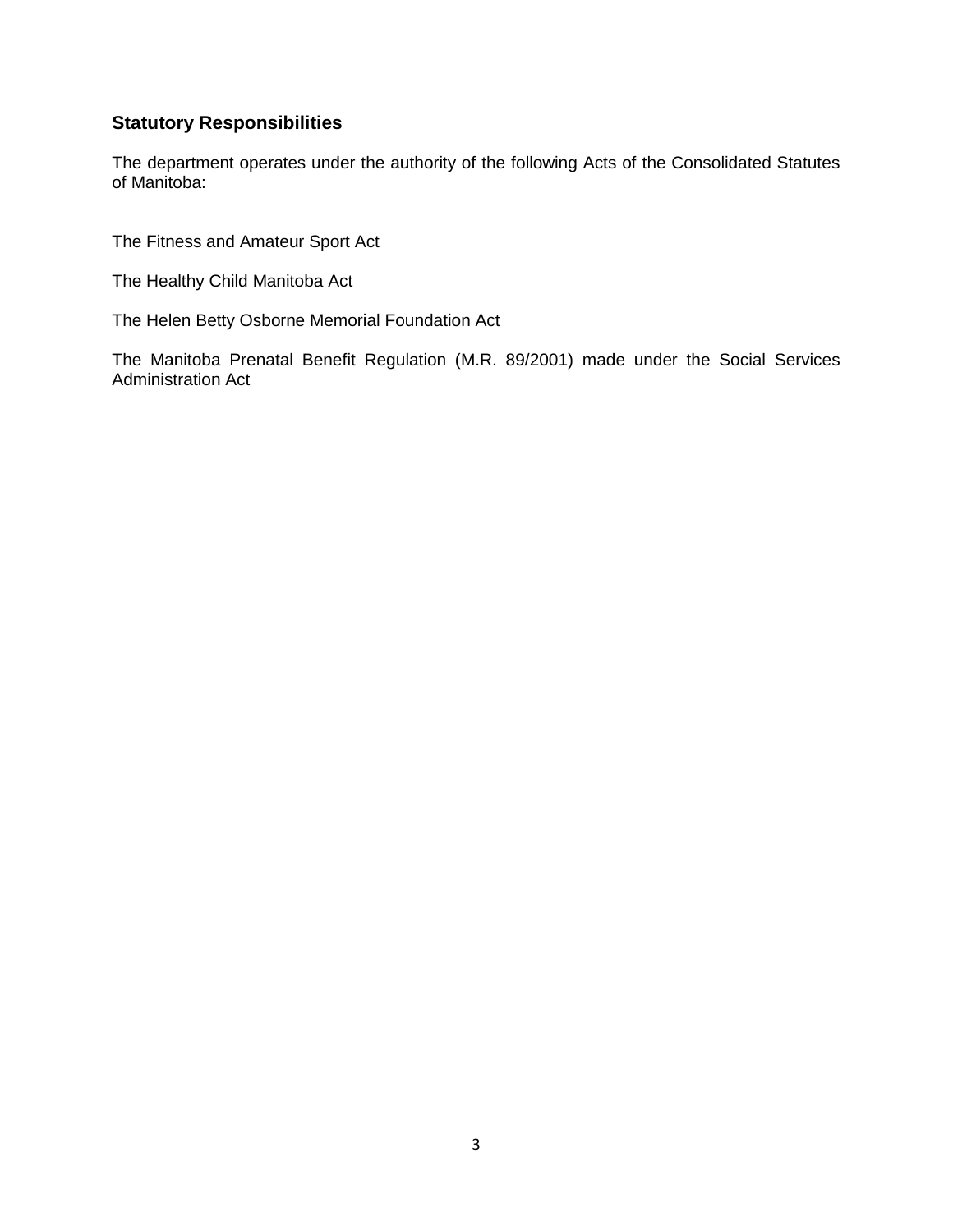## Statutory Responsibilities

The department operates under the authority of the following Acts of the Consolidated Statutes of Manitoba:

The Fitness and Amateur Sport Act

The Healthy Child Manitoba Act

The Helen Betty Osborne Memorial Foundation Act

The Manitoba Prenatal Benefit Regulation (M.R. 89/2001) made under the Social Services Administration Act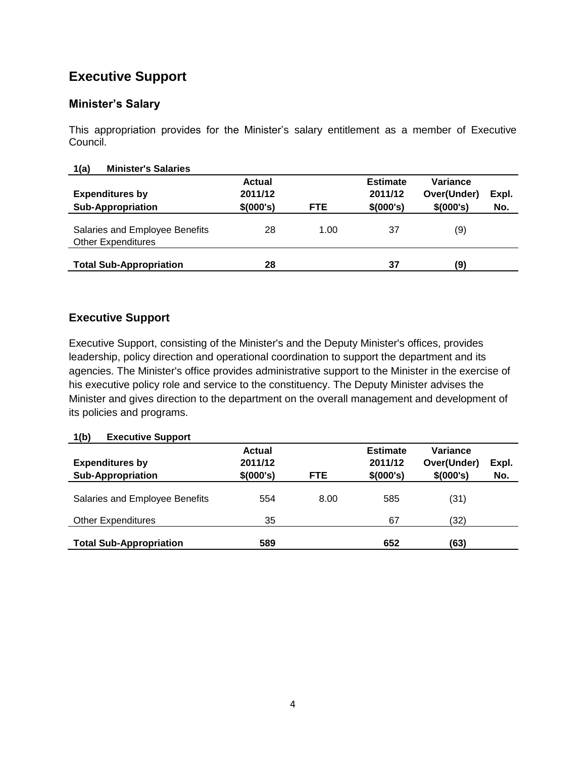# Executive Support

## Minister's Salary

This appropriation provides for the Minister's salary entitlement as a member of Executive Council.

**1(a) Minister's Salaries**

| Expenditures by Sub-Appropriation | Actual 2011/12 $(000's) | FTE | Estimate 2011/12 $(000's) | Variance Over(Under) $(000's) | Expl. No. |
|---|---|---|---|---|---|
| Salaries and Employee Benefits | 28 | 1.00 | 37 | (9) | |
| Other Expenditures | | | | | |
| **Total Sub-Appropriation** | **28** | | **37** | **(9)** | |

## Executive Support

Executive Support, consisting of the Minister's and the Deputy Minister's offices, provides leadership, policy direction and operational coordination to support the department and its agencies. The Minister's office provides administrative support to the Minister in the exercise of his executive policy role and service to the constituency. The Deputy Minister advises the Minister and gives direction to the department on the overall management and development of its policies and programs.

**1(b) Executive Support**

| Expenditures by Sub-Appropriation | Actual 2011/12 $(000's) | FTE | Estimate 2011/12 $(000's) | Variance Over(Under) $(000's) | Expl. No. |
|---|---|---|---|---|---|
| Salaries and Employee Benefits | 554 | 8.00 | 585 | (31) | |
| Other Expenditures | 35 | | 67 | (32) | |
| **Total Sub-Appropriation** | **589** | | **652** | **(63)** | |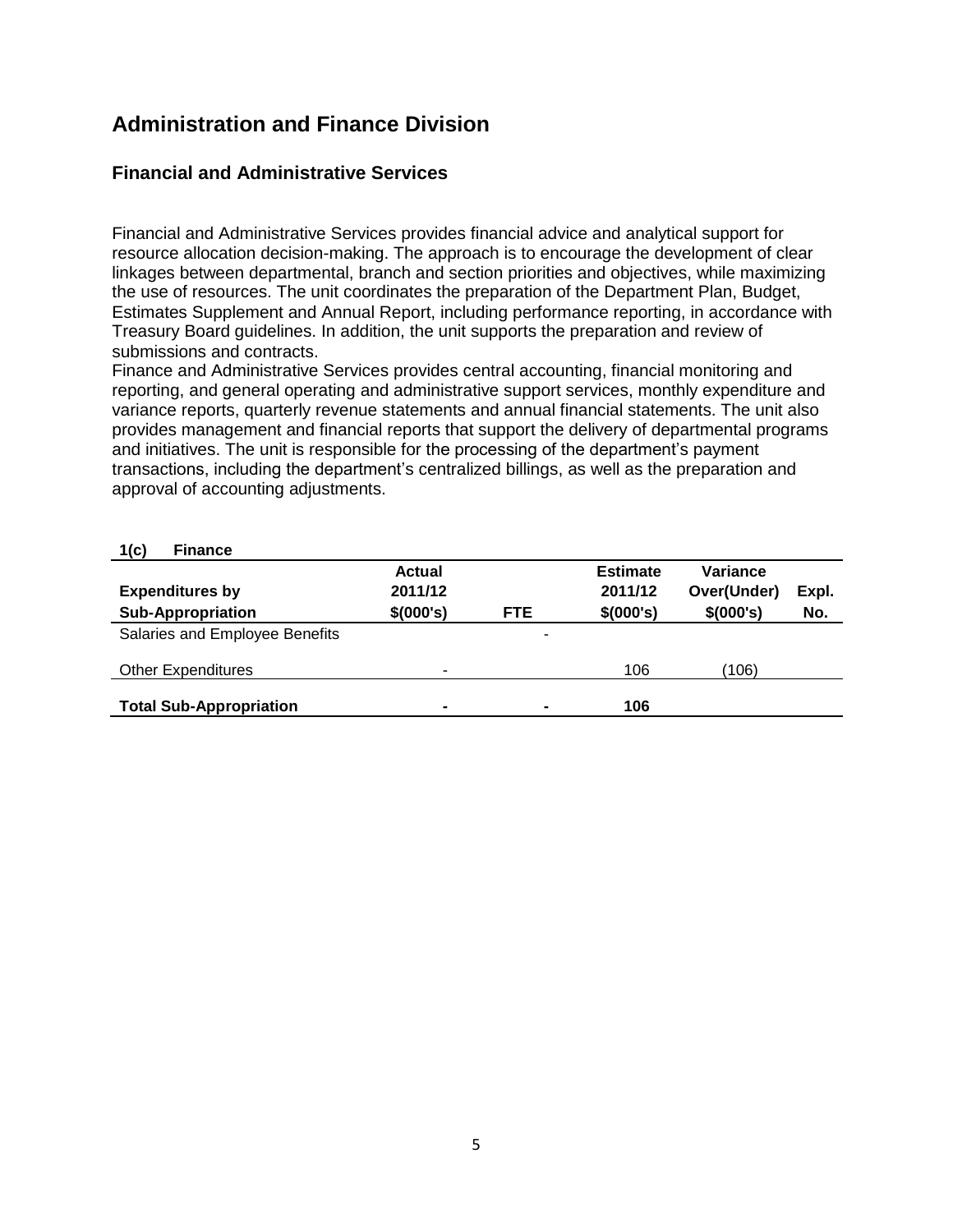# Administration and Finance Division

## Financial and Administrative Services

Financial and Administrative Services provides financial advice and analytical support for resource allocation decision-making. The approach is to encourage the development of clear linkages between departmental, branch and section priorities and objectives, while maximizing the use of resources. The unit coordinates the preparation of the Department Plan, Budget, Estimates Supplement and Annual Report, including performance reporting, in accordance with Treasury Board guidelines. In addition, the unit supports the preparation and review of submissions and contracts.

Finance and Administrative Services provides central accounting, financial monitoring and reporting, and general operating and administrative support services, monthly expenditure and variance reports, quarterly revenue statements and annual financial statements. The unit also provides management and financial reports that support the delivery of departmental programs and initiatives. The unit is responsible for the processing of the department's payment transactions, including the department's centralized billings, as well as the preparation and approval of accounting adjustments.

**1(c) Finance**

| Expenditures by Sub-Appropriation | Actual 2011/12 $(000's) | FTE | Estimate 2011/12 $(000's) | Variance Over(Under) $(000's) | Expl. No. |
|---|---|---|---|---|---|
| Salaries and Employee Benefits | | - | | | |
| Other Expenditures | - | | 106 | (106) | |
| **Total Sub-Appropriation** | **-** | **-** | **106** | | |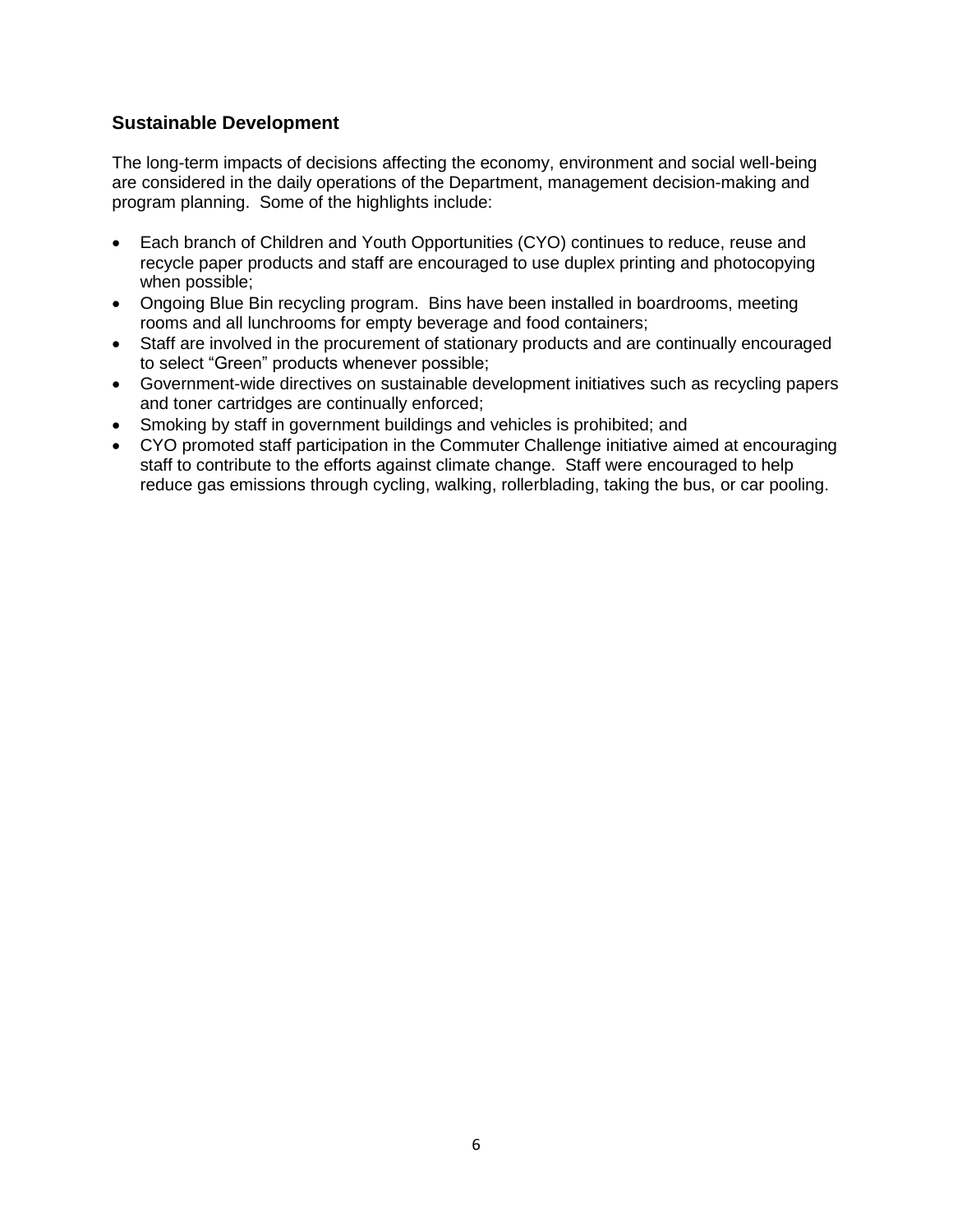## Sustainable Development

The long-term impacts of decisions affecting the economy, environment and social well-being are considered in the daily operations of the Department, management decision-making and program planning. Some of the highlights include:

- Each branch of Children and Youth Opportunities (CYO) continues to reduce, reuse and recycle paper products and staff are encouraged to use duplex printing and photocopying when possible;
- Ongoing Blue Bin recycling program. Bins have been installed in boardrooms, meeting rooms and all lunchrooms for empty beverage and food containers;
- Staff are involved in the procurement of stationary products and are continually encouraged to select "Green" products whenever possible;
- Government-wide directives on sustainable development initiatives such as recycling papers and toner cartridges are continually enforced;
- Smoking by staff in government buildings and vehicles is prohibited; and
- CYO promoted staff participation in the Commuter Challenge initiative aimed at encouraging staff to contribute to the efforts against climate change. Staff were encouraged to help reduce gas emissions through cycling, walking, rollerblading, taking the bus, or car pooling.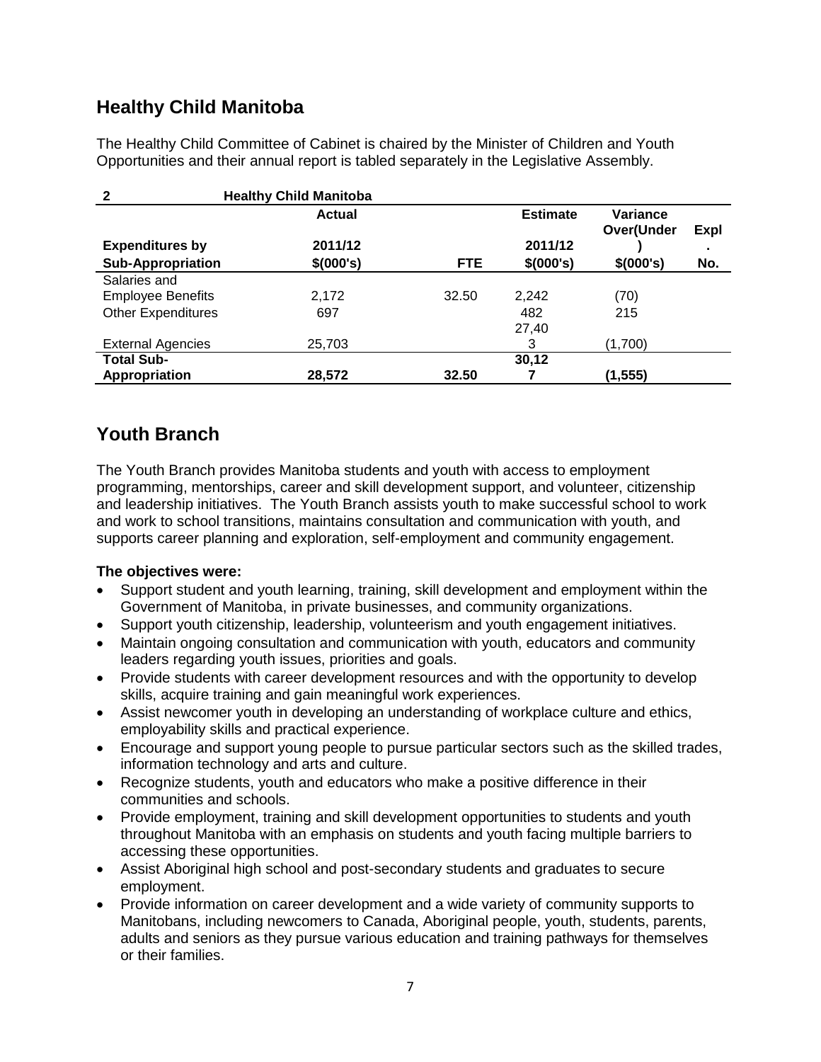## Healthy Child Manitoba

The Healthy Child Committee of Cabinet is chaired by the Minister of Children and Youth Opportunities and their annual report is tabled separately in the Legislative Assembly.

| 2 | Healthy Child Manitoba | | | | |
|---|---|---|---|---|---|
| **Expenditures by Sub-Appropriation** | **Actual 2011/12 $(000's)** | **FTE** | **Estimate 2011/12 $(000's)** | **Variance Over(Under) $(000's)** | **Expl. No.** |
| Salaries and Employee Benefits | 2,172 | 32.50 | 2,242 | (70) | |
| Other Expenditures | 697 | | 482 | 215 | |
| External Agencies | 25,703 | | 27,403 | (1,700) | |
| **Total Sub-Appropriation** | **28,572** | **32.50** | **30,127** | **(1,555)** | |

## Youth Branch

The Youth Branch provides Manitoba students and youth with access to employment programming, mentorships, career and skill development support, and volunteer, citizenship and leadership initiatives. The Youth Branch assists youth to make successful school to work and work to school transitions, maintains consultation and communication with youth, and supports career planning and exploration, self-employment and community engagement.

**The objectives were:**

- Support student and youth learning, training, skill development and employment within the Government of Manitoba, in private businesses, and community organizations.
- Support youth citizenship, leadership, volunteerism and youth engagement initiatives.
- Maintain ongoing consultation and communication with youth, educators and community leaders regarding youth issues, priorities and goals.
- Provide students with career development resources and with the opportunity to develop skills, acquire training and gain meaningful work experiences.
- Assist newcomer youth in developing an understanding of workplace culture and ethics, employability skills and practical experience.
- Encourage and support young people to pursue particular sectors such as the skilled trades, information technology and arts and culture.
- Recognize students, youth and educators who make a positive difference in their communities and schools.
- Provide employment, training and skill development opportunities to students and youth throughout Manitoba with an emphasis on students and youth facing multiple barriers to accessing these opportunities.
- Assist Aboriginal high school and post-secondary students and graduates to secure employment.
- Provide information on career development and a wide variety of community supports to Manitobans, including newcomers to Canada, Aboriginal people, youth, students, parents, adults and seniors as they pursue various education and training pathways for themselves or their families.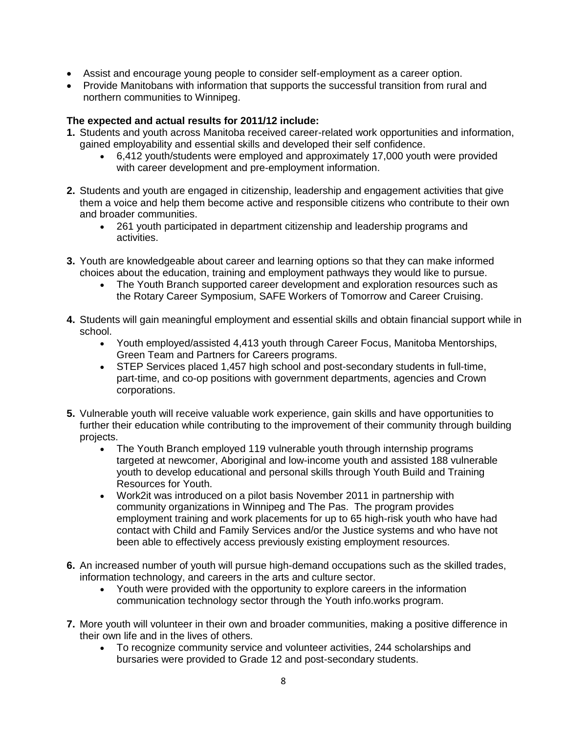- Assist and encourage young people to consider self-employment as a career option.
- Provide Manitobans with information that supports the successful transition from rural and northern communities to Winnipeg.

**The expected and actual results for 2011/12 include:**

**1.** Students and youth across Manitoba received career-related work opportunities and information, gained employability and essential skills and developed their self confidence.
   - 6,412 youth/students were employed and approximately 17,000 youth were provided with career development and pre-employment information.

**2.** Students and youth are engaged in citizenship, leadership and engagement activities that give them a voice and help them become active and responsible citizens who contribute to their own and broader communities.
   - 261 youth participated in department citizenship and leadership programs and activities.

**3.** Youth are knowledgeable about career and learning options so that they can make informed choices about the education, training and employment pathways they would like to pursue.
   - The Youth Branch supported career development and exploration resources such as the Rotary Career Symposium, SAFE Workers of Tomorrow and Career Cruising.

**4.** Students will gain meaningful employment and essential skills and obtain financial support while in school.
   - Youth employed/assisted 4,413 youth through Career Focus, Manitoba Mentorships, Green Team and Partners for Careers programs.
   - STEP Services placed 1,457 high school and post-secondary students in full-time, part-time, and co-op positions with government departments, agencies and Crown corporations.

**5.** Vulnerable youth will receive valuable work experience, gain skills and have opportunities to further their education while contributing to the improvement of their community through building projects.
   - The Youth Branch employed 119 vulnerable youth through internship programs targeted at newcomer, Aboriginal and low-income youth and assisted 188 vulnerable youth to develop educational and personal skills through Youth Build and Training Resources for Youth.
   - Work2it was introduced on a pilot basis November 2011 in partnership with community organizations in Winnipeg and The Pas. The program provides employment training and work placements for up to 65 high-risk youth who have had contact with Child and Family Services and/or the Justice systems and who have not been able to effectively access previously existing employment resources.

**6.** An increased number of youth will pursue high-demand occupations such as the skilled trades, information technology, and careers in the arts and culture sector.
   - Youth were provided with the opportunity to explore careers in the information communication technology sector through the Youth info.works program.

**7.** More youth will volunteer in their own and broader communities, making a positive difference in their own life and in the lives of others.
   - To recognize community service and volunteer activities, 244 scholarships and bursaries were provided to Grade 12 and post-secondary students.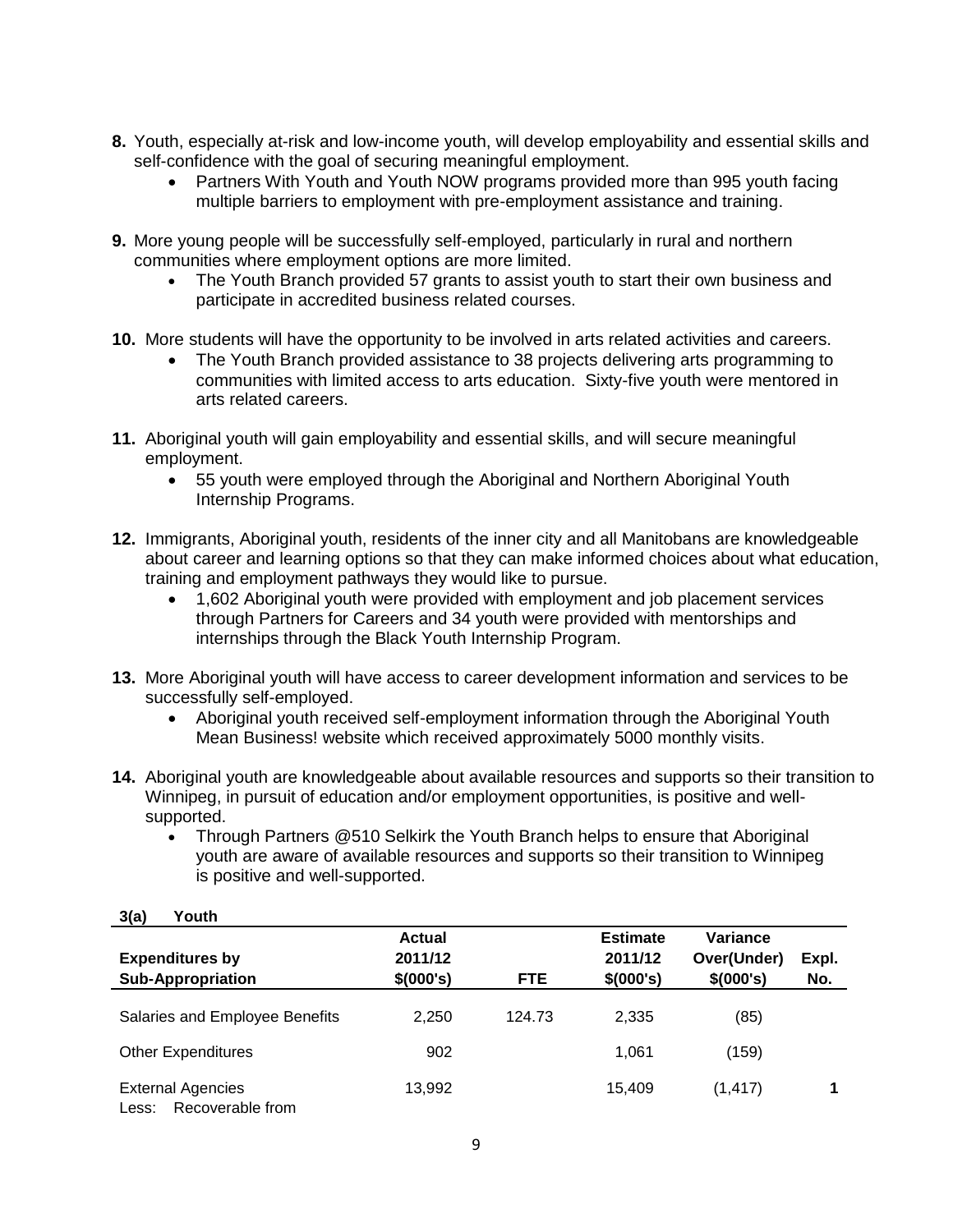**8.** Youth, especially at-risk and low-income youth, will develop employability and essential skills and self-confidence with the goal of securing meaningful employment.

- Partners With Youth and Youth NOW programs provided more than 995 youth facing multiple barriers to employment with pre-employment assistance and training.

**9.** More young people will be successfully self-employed, particularly in rural and northern communities where employment options are more limited.

- The Youth Branch provided 57 grants to assist youth to start their own business and participate in accredited business related courses.

**10.** More students will have the opportunity to be involved in arts related activities and careers.

- The Youth Branch provided assistance to 38 projects delivering arts programming to communities with limited access to arts education. Sixty-five youth were mentored in arts related careers.

**11.** Aboriginal youth will gain employability and essential skills, and will secure meaningful employment.

- 55 youth were employed through the Aboriginal and Northern Aboriginal Youth Internship Programs.

**12.** Immigrants, Aboriginal youth, residents of the inner city and all Manitobans are knowledgeable about career and learning options so that they can make informed choices about what education, training and employment pathways they would like to pursue.

- 1,602 Aboriginal youth were provided with employment and job placement services through Partners for Careers and 34 youth were provided with mentorships and internships through the Black Youth Internship Program.

**13.** More Aboriginal youth will have access to career development information and services to be successfully self-employed.

- Aboriginal youth received self-employment information through the Aboriginal Youth Mean Business! website which received approximately 5000 monthly visits.

**14.** Aboriginal youth are knowledgeable about available resources and supports so their transition to Winnipeg, in pursuit of education and/or employment opportunities, is positive and well-supported.

- Through Partners @510 Selkirk the Youth Branch helps to ensure that Aboriginal youth are aware of available resources and supports so their transition to Winnipeg is positive and well-supported.

**3(a) Youth**

| Expenditures by Sub-Appropriation | Actual 2011/12 $(000's) | FTE | Estimate 2011/12 $(000's) | Variance Over(Under) $(000's) | Expl. No. |
|---|---|---|---|---|---|
| Salaries and Employee Benefits | 2,250 | 124.73 | 2,335 | (85) | |
| Other Expenditures | 902 | | 1,061 | (159) | |
| External Agencies | 13,992 | | 15,409 | (1,417) | 1 |
| Less: Recoverable from | | | | | |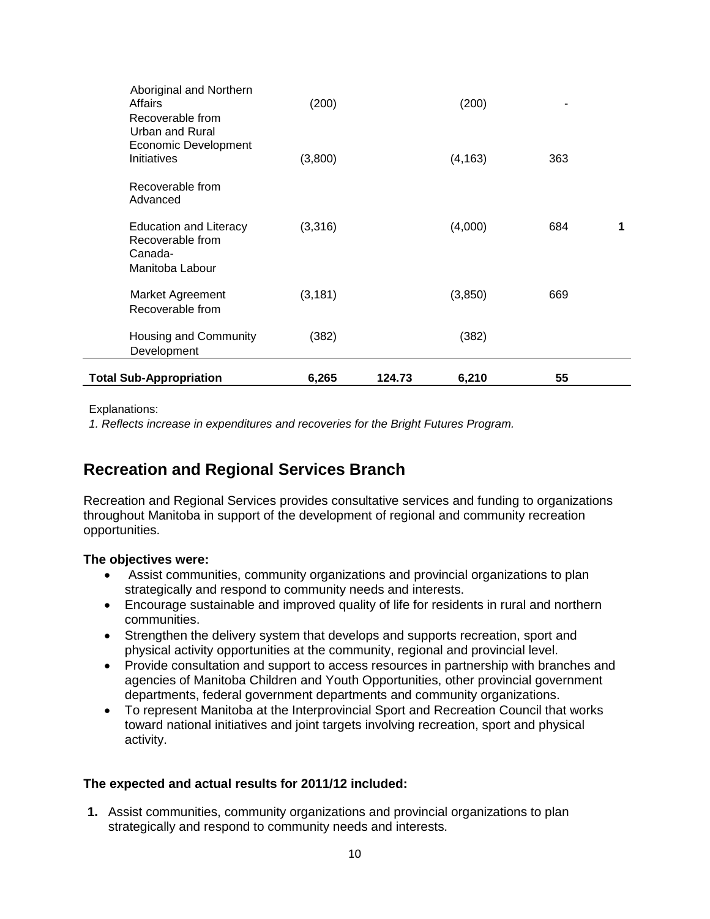| | | | | | |
|---|---|---|---|---|---|
| Aboriginal and Northern Affairs | (200) | | (200) | - | |
| Recoverable from Urban and Rural Economic Development Initiatives | (3,800) | | (4,163) | 363 | |
| Recoverable from Advanced Education and Literacy | (3,316) | | (4,000) | 684 | 1 |
| Recoverable from Canada-Manitoba Labour Market Agreement | (3,181) | | (3,850) | 669 | |
| Recoverable from Housing and Community Development | (382) | | (382) | | |
| **Total Sub-Appropriation** | **6,265** | **124.73** | **6,210** | **55** | |

Explanations:

*1. Reflects increase in expenditures and recoveries for the Bright Futures Program.*

## Recreation and Regional Services Branch

Recreation and Regional Services provides consultative services and funding to organizations throughout Manitoba in support of the development of regional and community recreation opportunities.

**The objectives were:**

- Assist communities, community organizations and provincial organizations to plan strategically and respond to community needs and interests.
- Encourage sustainable and improved quality of life for residents in rural and northern communities.
- Strengthen the delivery system that develops and supports recreation, sport and physical activity opportunities at the community, regional and provincial level.
- Provide consultation and support to access resources in partnership with branches and agencies of Manitoba Children and Youth Opportunities, other provincial government departments, federal government departments and community organizations.
- To represent Manitoba at the Interprovincial Sport and Recreation Council that works toward national initiatives and joint targets involving recreation, sport and physical activity.

**The expected and actual results for 2011/12 included:**

1. Assist communities, community organizations and provincial organizations to plan strategically and respond to community needs and interests.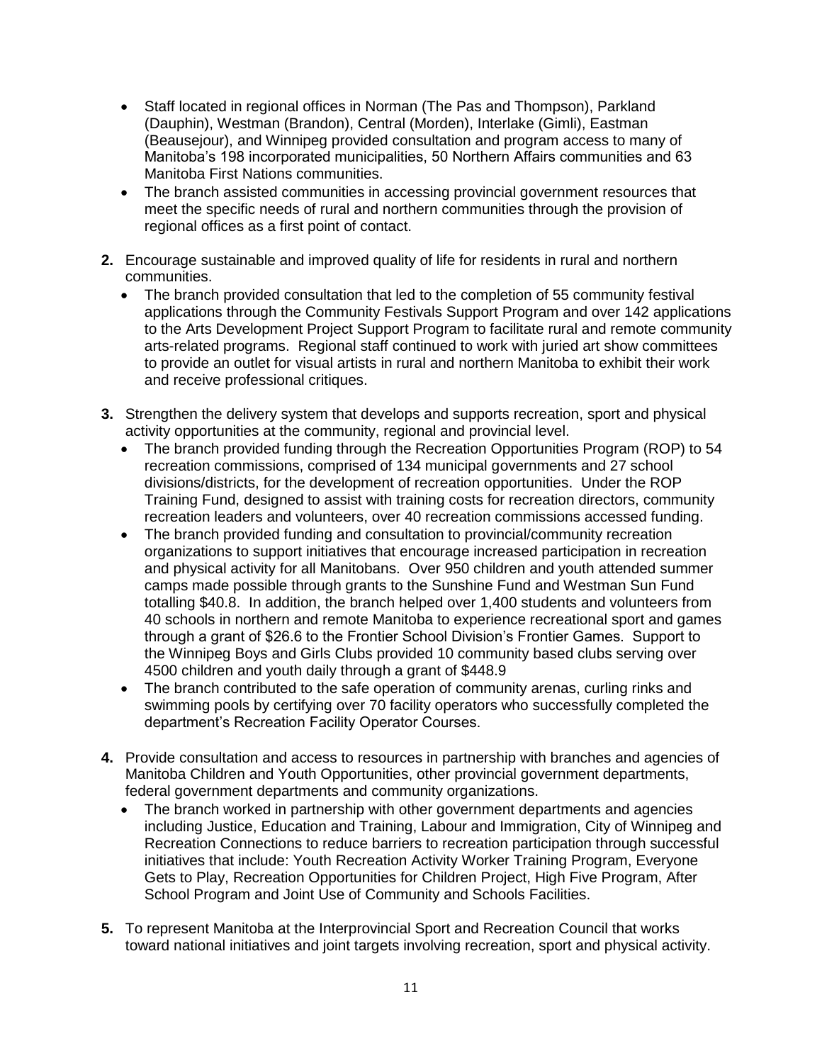- Staff located in regional offices in Norman (The Pas and Thompson), Parkland (Dauphin), Westman (Brandon), Central (Morden), Interlake (Gimli), Eastman (Beausejour), and Winnipeg provided consultation and program access to many of Manitoba's 198 incorporated municipalities, 50 Northern Affairs communities and 63 Manitoba First Nations communities.
- The branch assisted communities in accessing provincial government resources that meet the specific needs of rural and northern communities through the provision of regional offices as a first point of contact.

**2.** Encourage sustainable and improved quality of life for residents in rural and northern communities.

- The branch provided consultation that led to the completion of 55 community festival applications through the Community Festivals Support Program and over 142 applications to the Arts Development Project Support Program to facilitate rural and remote community arts-related programs. Regional staff continued to work with juried art show committees to provide an outlet for visual artists in rural and northern Manitoba to exhibit their work and receive professional critiques.

**3.** Strengthen the delivery system that develops and supports recreation, sport and physical activity opportunities at the community, regional and provincial level.

- The branch provided funding through the Recreation Opportunities Program (ROP) to 54 recreation commissions, comprised of 134 municipal governments and 27 school divisions/districts, for the development of recreation opportunities. Under the ROP Training Fund, designed to assist with training costs for recreation directors, community recreation leaders and volunteers, over 40 recreation commissions accessed funding.
- The branch provided funding and consultation to provincial/community recreation organizations to support initiatives that encourage increased participation in recreation and physical activity for all Manitobans. Over 950 children and youth attended summer camps made possible through grants to the Sunshine Fund and Westman Sun Fund totalling $40.8. In addition, the branch helped over 1,400 students and volunteers from 40 schools in northern and remote Manitoba to experience recreational sport and games through a grant of $26.6 to the Frontier School Division's Frontier Games. Support to the Winnipeg Boys and Girls Clubs provided 10 community based clubs serving over 4500 children and youth daily through a grant of $448.9
- The branch contributed to the safe operation of community arenas, curling rinks and swimming pools by certifying over 70 facility operators who successfully completed the department's Recreation Facility Operator Courses.

**4.** Provide consultation and access to resources in partnership with branches and agencies of Manitoba Children and Youth Opportunities, other provincial government departments, federal government departments and community organizations.

- The branch worked in partnership with other government departments and agencies including Justice, Education and Training, Labour and Immigration, City of Winnipeg and Recreation Connections to reduce barriers to recreation participation through successful initiatives that include: Youth Recreation Activity Worker Training Program, Everyone Gets to Play, Recreation Opportunities for Children Project, High Five Program, After School Program and Joint Use of Community and Schools Facilities.

**5.** To represent Manitoba at the Interprovincial Sport and Recreation Council that works toward national initiatives and joint targets involving recreation, sport and physical activity.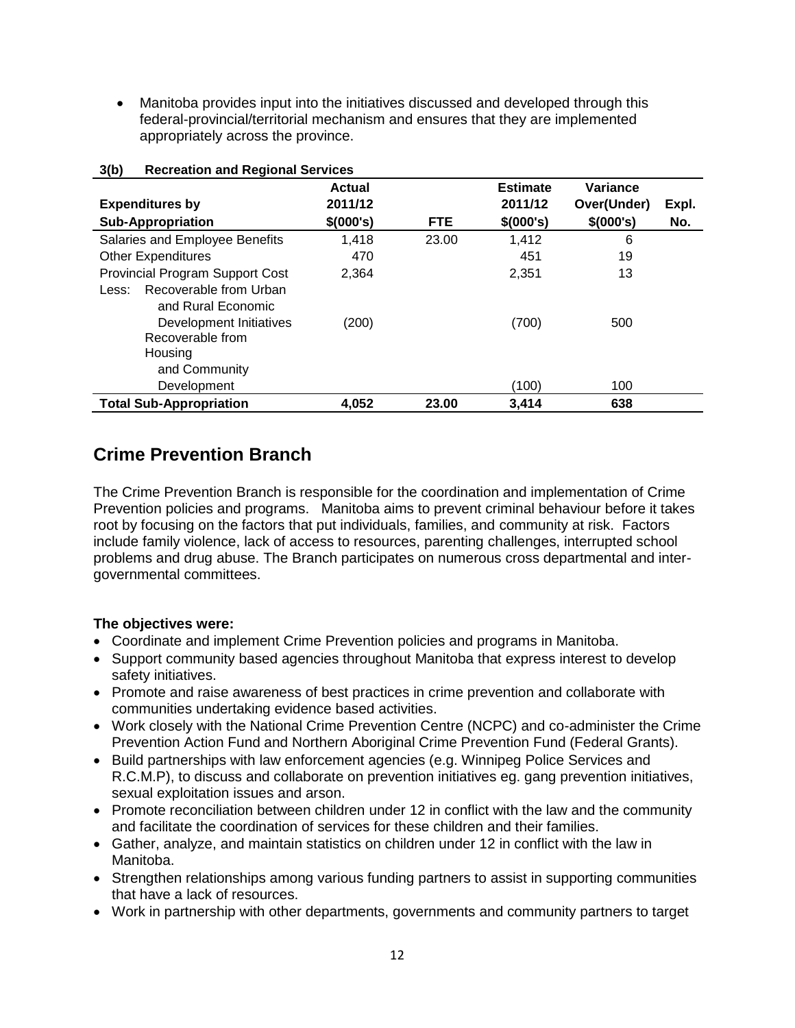- Manitoba provides input into the initiatives discussed and developed through this federal-provincial/territorial mechanism and ensures that they are implemented appropriately across the province.

**3(b) Recreation and Regional Services**

| Expenditures by Sub-Appropriation | Actual 2011/12 $(000's) | FTE | Estimate 2011/12 $(000's) | Variance Over(Under) $(000's) | Expl. No. |
|---|---|---|---|---|---|
| Salaries and Employee Benefits | 1,418 | 23.00 | 1,412 | 6 | |
| Other Expenditures | 470 | | 451 | 19 | |
| Provincial Program Support Cost | 2,364 | | 2,351 | 13 | |
| Less: Recoverable from Urban and Rural Economic Development Initiatives | (200) | | (700) | 500 | |
| Recoverable from Housing and Community Development | | | (100) | 100 | |
| **Total Sub-Appropriation** | **4,052** | **23.00** | **3,414** | **638** | |

## Crime Prevention Branch

The Crime Prevention Branch is responsible for the coordination and implementation of Crime Prevention policies and programs. Manitoba aims to prevent criminal behaviour before it takes root by focusing on the factors that put individuals, families, and community at risk. Factors include family violence, lack of access to resources, parenting challenges, interrupted school problems and drug abuse. The Branch participates on numerous cross departmental and inter-governmental committees.

**The objectives were:**

- Coordinate and implement Crime Prevention policies and programs in Manitoba.
- Support community based agencies throughout Manitoba that express interest to develop safety initiatives.
- Promote and raise awareness of best practices in crime prevention and collaborate with communities undertaking evidence based activities.
- Work closely with the National Crime Prevention Centre (NCPC) and co-administer the Crime Prevention Action Fund and Northern Aboriginal Crime Prevention Fund (Federal Grants).
- Build partnerships with law enforcement agencies (e.g. Winnipeg Police Services and R.C.M.P), to discuss and collaborate on prevention initiatives eg. gang prevention initiatives, sexual exploitation issues and arson.
- Promote reconciliation between children under 12 in conflict with the law and the community and facilitate the coordination of services for these children and their families.
- Gather, analyze, and maintain statistics on children under 12 in conflict with the law in Manitoba.
- Strengthen relationships among various funding partners to assist in supporting communities that have a lack of resources.
- Work in partnership with other departments, governments and community partners to target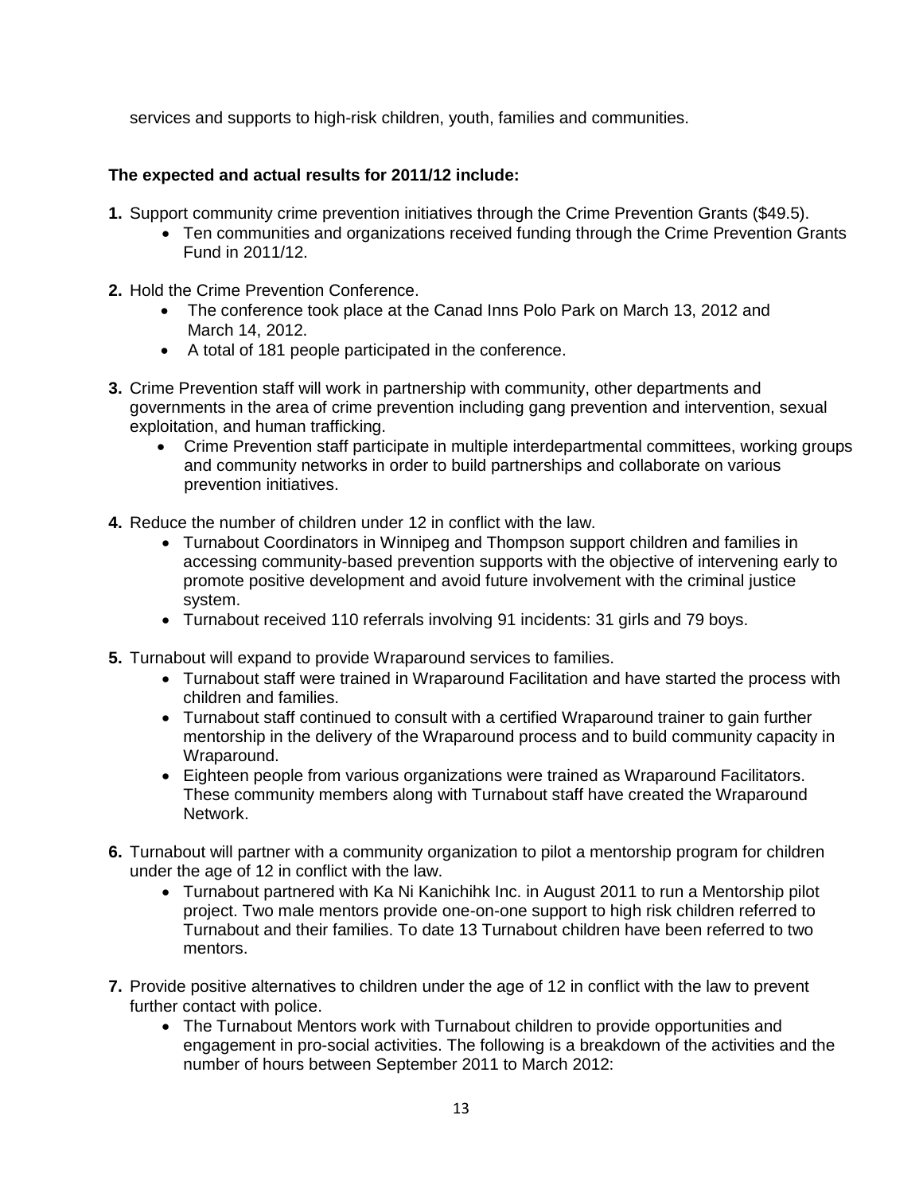services and supports to high-risk children, youth, families and communities.

**The expected and actual results for 2011/12 include:**

**1.** Support community crime prevention initiatives through the Crime Prevention Grants ($49.5).
- Ten communities and organizations received funding through the Crime Prevention Grants Fund in 2011/12.

**2.** Hold the Crime Prevention Conference.
- The conference took place at the Canad Inns Polo Park on March 13, 2012 and March 14, 2012.
- A total of 181 people participated in the conference.

**3.** Crime Prevention staff will work in partnership with community, other departments and governments in the area of crime prevention including gang prevention and intervention, sexual exploitation, and human trafficking.
- Crime Prevention staff participate in multiple interdepartmental committees, working groups and community networks in order to build partnerships and collaborate on various prevention initiatives.

**4.** Reduce the number of children under 12 in conflict with the law.
- Turnabout Coordinators in Winnipeg and Thompson support children and families in accessing community-based prevention supports with the objective of intervening early to promote positive development and avoid future involvement with the criminal justice system.
- Turnabout received 110 referrals involving 91 incidents: 31 girls and 79 boys.

**5.** Turnabout will expand to provide Wraparound services to families.
- Turnabout staff were trained in Wraparound Facilitation and have started the process with children and families.
- Turnabout staff continued to consult with a certified Wraparound trainer to gain further mentorship in the delivery of the Wraparound process and to build community capacity in Wraparound.
- Eighteen people from various organizations were trained as Wraparound Facilitators. These community members along with Turnabout staff have created the Wraparound Network.

**6.** Turnabout will partner with a community organization to pilot a mentorship program for children under the age of 12 in conflict with the law.
- Turnabout partnered with Ka Ni Kanichihk Inc. in August 2011 to run a Mentorship pilot project. Two male mentors provide one-on-one support to high risk children referred to Turnabout and their families. To date 13 Turnabout children have been referred to two mentors.

**7.** Provide positive alternatives to children under the age of 12 in conflict with the law to prevent further contact with police.
- The Turnabout Mentors work with Turnabout children to provide opportunities and engagement in pro-social activities. The following is a breakdown of the activities and the number of hours between September 2011 to March 2012: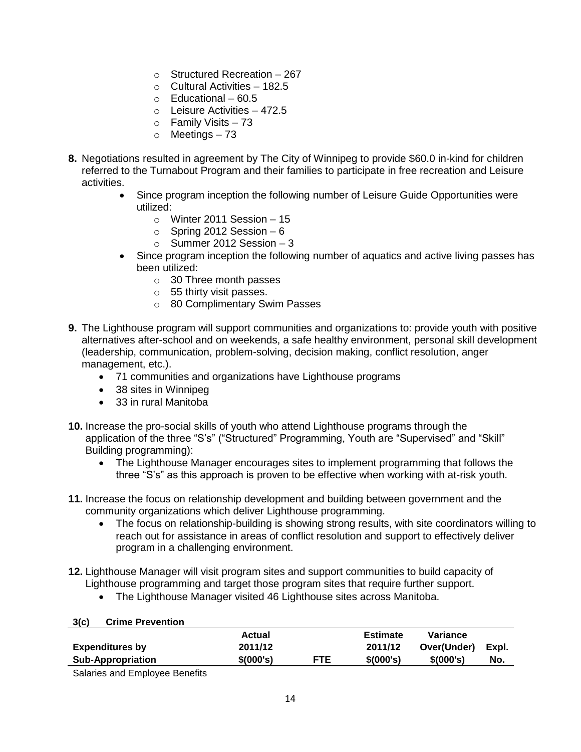- Structured Recreation – 267
    - Cultural Activities – 182.5
    - Educational – 60.5
    - Leisure Activities – 472.5
    - Family Visits – 73
    - Meetings – 73

**8.** Negotiations resulted in agreement by The City of Winnipeg to provide $60.0 in-kind for children referred to the Turnabout Program and their families to participate in free recreation and Leisure activities.

- Since program inception the following number of Leisure Guide Opportunities were utilized:
    - Winter 2011 Session – 15
    - Spring 2012 Session – 6
    - Summer 2012 Session – 3
- Since program inception the following number of aquatics and active living passes has been utilized:
    - 30 Three month passes
    - 55 thirty visit passes.
    - 80 Complimentary Swim Passes

**9.** The Lighthouse program will support communities and organizations to: provide youth with positive alternatives after-school and on weekends, a safe healthy environment, personal skill development (leadership, communication, problem-solving, decision making, conflict resolution, anger management, etc.).

- 71 communities and organizations have Lighthouse programs
- 38 sites in Winnipeg
- 33 in rural Manitoba

**10.** Increase the pro-social skills of youth who attend Lighthouse programs through the application of the three "S's" ("Structured" Programming, Youth are "Supervised" and "Skill" Building programming):

- The Lighthouse Manager encourages sites to implement programming that follows the three "S's" as this approach is proven to be effective when working with at-risk youth.

**11.** Increase the focus on relationship development and building between government and the community organizations which deliver Lighthouse programming.

- The focus on relationship-building is showing strong results, with site coordinators willing to reach out for assistance in areas of conflict resolution and support to effectively deliver program in a challenging environment.

**12.** Lighthouse Manager will visit program sites and support communities to build capacity of Lighthouse programming and target those program sites that require further support.

- The Lighthouse Manager visited 46 Lighthouse sites across Manitoba.

**3(c) Crime Prevention**

| Expenditures by Sub-Appropriation | Actual 2011/12 $(000's) | FTE | Estimate 2011/12 $(000's) | Variance Over(Under) $(000's) | Expl. No. |
|---|---|---|---|---|---|
| Salaries and Employee Benefits | | | | | |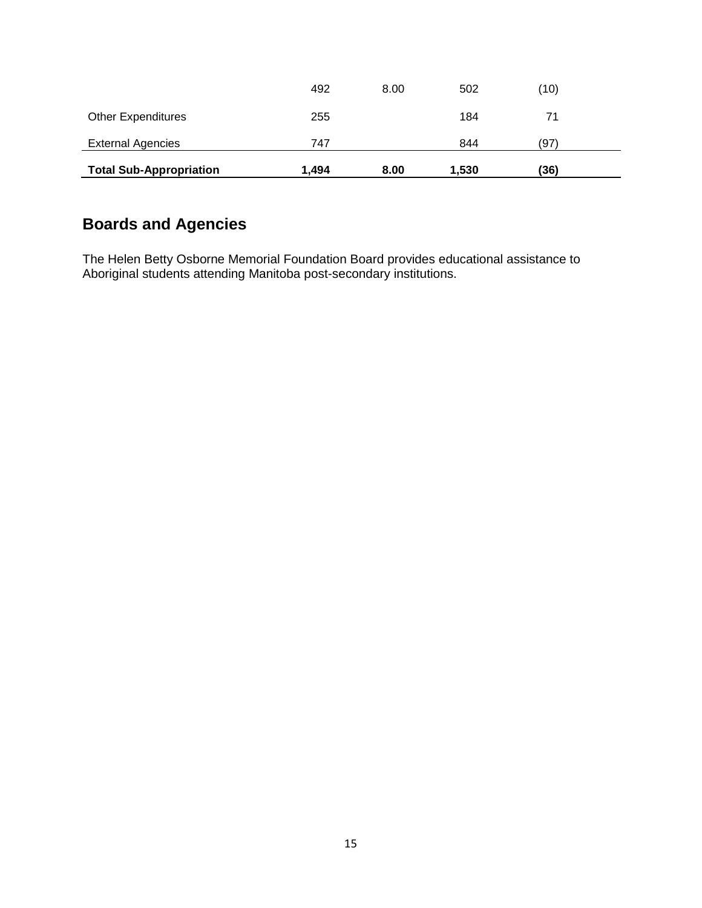| | | | | |
|---|---|---|---|---|
| | 492 | 8.00 | 502 | (10) |
| Other Expenditures | 255 | | 184 | 71 |
| External Agencies | 747 | | 844 | (97) |
| **Total Sub-Appropriation** | **1,494** | **8.00** | **1,530** | **(36)** |

## Boards and Agencies

The Helen Betty Osborne Memorial Foundation Board provides educational assistance to Aboriginal students attending Manitoba post-secondary institutions.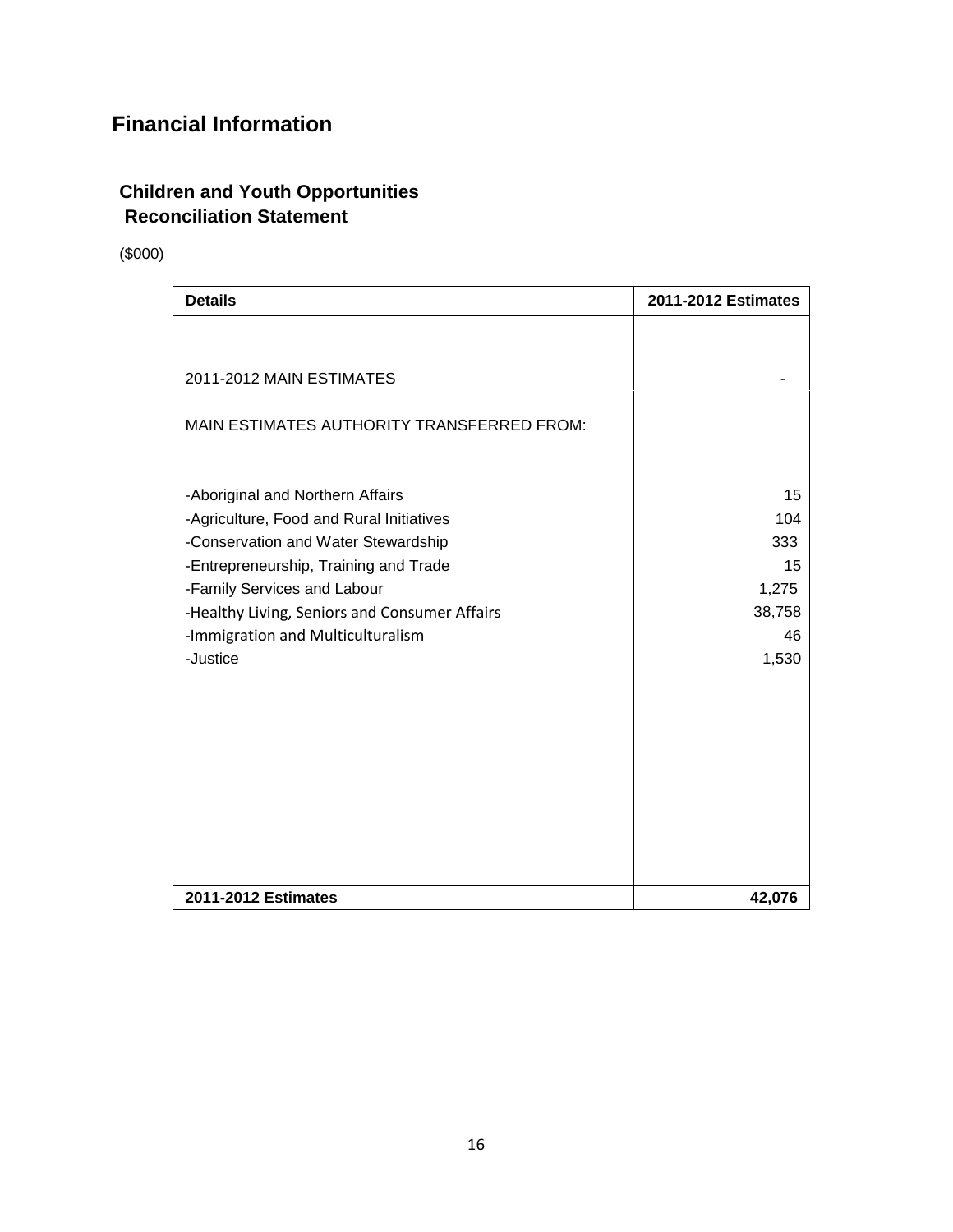# Financial Information

## Children and Youth Opportunities
## Reconciliation Statement

($000)

| Details | 2011-2012 Estimates |
|---|---|
| 2011-2012 MAIN ESTIMATES | - |
| MAIN ESTIMATES AUTHORITY TRANSFERRED FROM: | |
| -Aboriginal and Northern Affairs | 15 |
| -Agriculture, Food and Rural Initiatives | 104 |
| -Conservation and Water Stewardship | 333 |
| -Entrepreneurship, Training and Trade | 15 |
| -Family Services and Labour | 1,275 |
| -Healthy Living, Seniors and Consumer Affairs | 38,758 |
| -Immigration and Multiculturalism | 46 |
| -Justice | 1,530 |
| **2011-2012 Estimates** | **42,076** |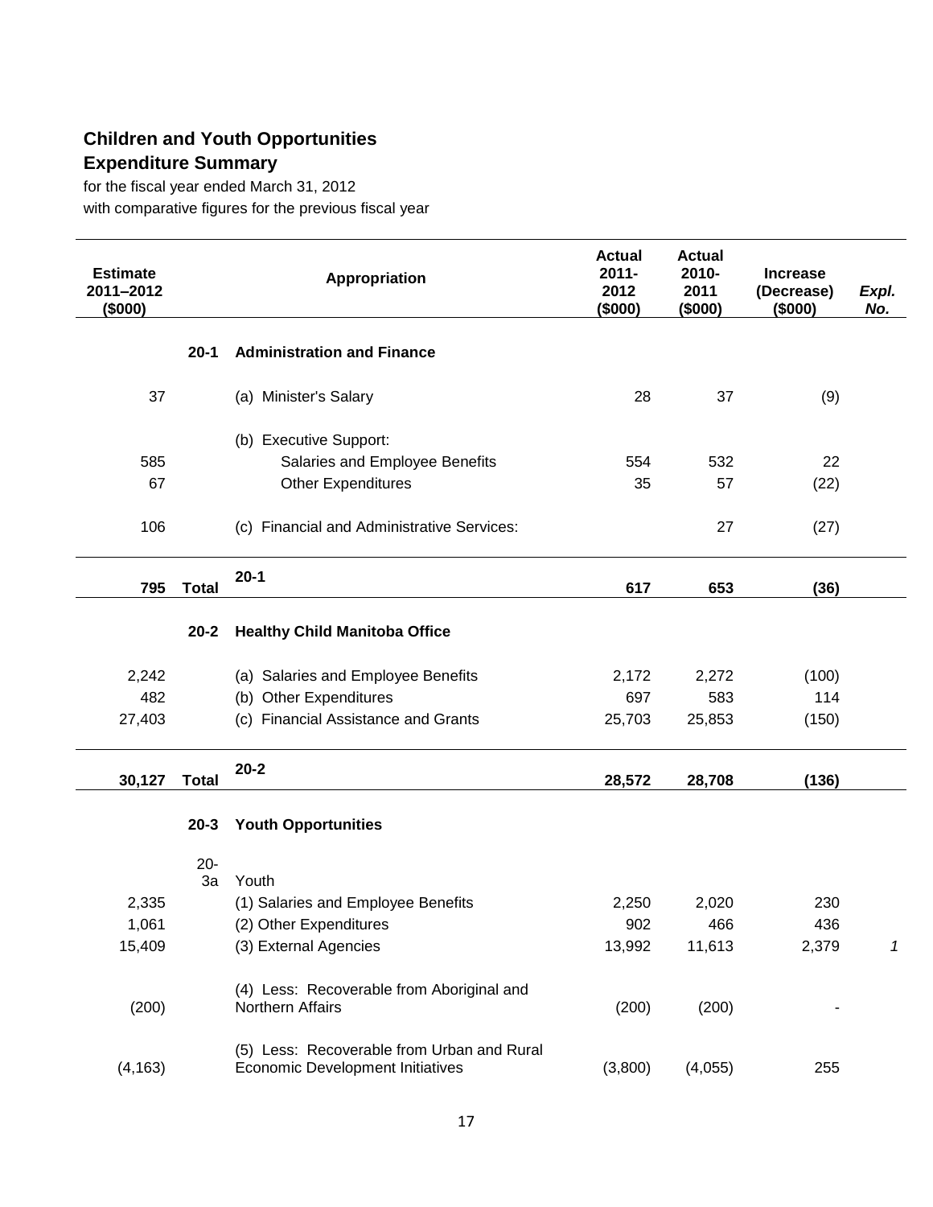## Children and Youth Opportunities
## Expenditure Summary

for the fiscal year ended March 31, 2012
with comparative figures for the previous fiscal year

| Estimate 2011–2012 ($000) | | Appropriation | Actual 2011-2012 ($000) | Actual 2010-2011 ($000) | Increase (Decrease) ($000) | *Expl. No.* |
|---|---|---|---|---|---|---|
| | **20-1** | **Administration and Finance** | | | | |
| 37 | | (a) Minister's Salary | 28 | 37 | (9) | |
| | | (b) Executive Support: | | | | |
| 585 | | Salaries and Employee Benefits | 554 | 532 | 22 | |
| 67 | | Other Expenditures | 35 | 57 | (22) | |
| 106 | | (c) Financial and Administrative Services: | | 27 | (27) | |
| **795** | **Total** | **20-1** | **617** | **653** | **(36)** | |
| | **20-2** | **Healthy Child Manitoba Office** | | | | |
| 2,242 | | (a) Salaries and Employee Benefits | 2,172 | 2,272 | (100) | |
| 482 | | (b) Other Expenditures | 697 | 583 | 114 | |
| 27,403 | | (c) Financial Assistance and Grants | 25,703 | 25,853 | (150) | |
| **30,127** | **Total** | **20-2** | **28,572** | **28,708** | **(136)** | |
| | **20-3** | **Youth Opportunities** | | | | |
| | 20-3a | Youth | | | | |
| 2,335 | | (1) Salaries and Employee Benefits | 2,250 | 2,020 | 230 | |
| 1,061 | | (2) Other Expenditures | 902 | 466 | 436 | |
| 15,409 | | (3) External Agencies | 13,992 | 11,613 | 2,379 | *1* |
| (200) | | (4) Less: Recoverable from Aboriginal and Northern Affairs | (200) | (200) | - | |
| (4,163) | | (5) Less: Recoverable from Urban and Rural Economic Development Initiatives | (3,800) | (4,055) | 255 | |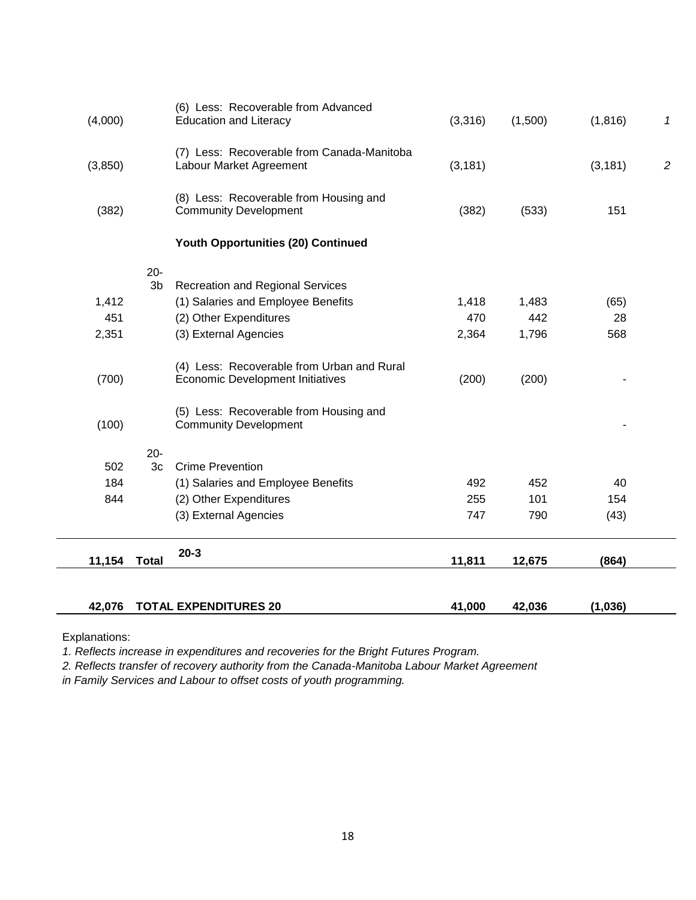| | | | | | | |
|---|---|---|---|---|---|---|
| (4,000) | | (6) Less: Recoverable from Advanced Education and Literacy | (3,316) | (1,500) | (1,816) | *1* |
| (3,850) | | (7) Less: Recoverable from Canada-Manitoba Labour Market Agreement | (3,181) | | (3,181) | *2* |
| (382) | | (8) Less: Recoverable from Housing and Community Development | (382) | (533) | 151 | |
| | | **Youth Opportunities (20) Continued** | | | | |
| | 20-3b | Recreation and Regional Services | | | | |
| 1,412 | | (1) Salaries and Employee Benefits | 1,418 | 1,483 | (65) | |
| 451 | | (2) Other Expenditures | 470 | 442 | 28 | |
| 2,351 | | (3) External Agencies | 2,364 | 1,796 | 568 | |
| (700) | | (4) Less: Recoverable from Urban and Rural Economic Development Initiatives | (200) | (200) | - | |
| (100) | | (5) Less: Recoverable from Housing and Community Development | | | - | |
| 502 | 20-3c | Crime Prevention | | | | |
| 184 | | (1) Salaries and Employee Benefits | 492 | 452 | 40 | |
| 844 | | (2) Other Expenditures | 255 | 101 | 154 | |
| | | (3) External Agencies | 747 | 790 | (43) | |
| **11,154** | **Total** | **20-3** | **11,811** | **12,675** | **(864)** | |
| **42,076** | **TOTAL EXPENDITURES 20** | | **41,000** | **42,036** | **(1,036)** | |

Explanations:

*1. Reflects increase in expenditures and recoveries for the Bright Futures Program.*

*2. Reflects transfer of recovery authority from the Canada-Manitoba Labour Market Agreement in Family Services and Labour to offset costs of youth programming.*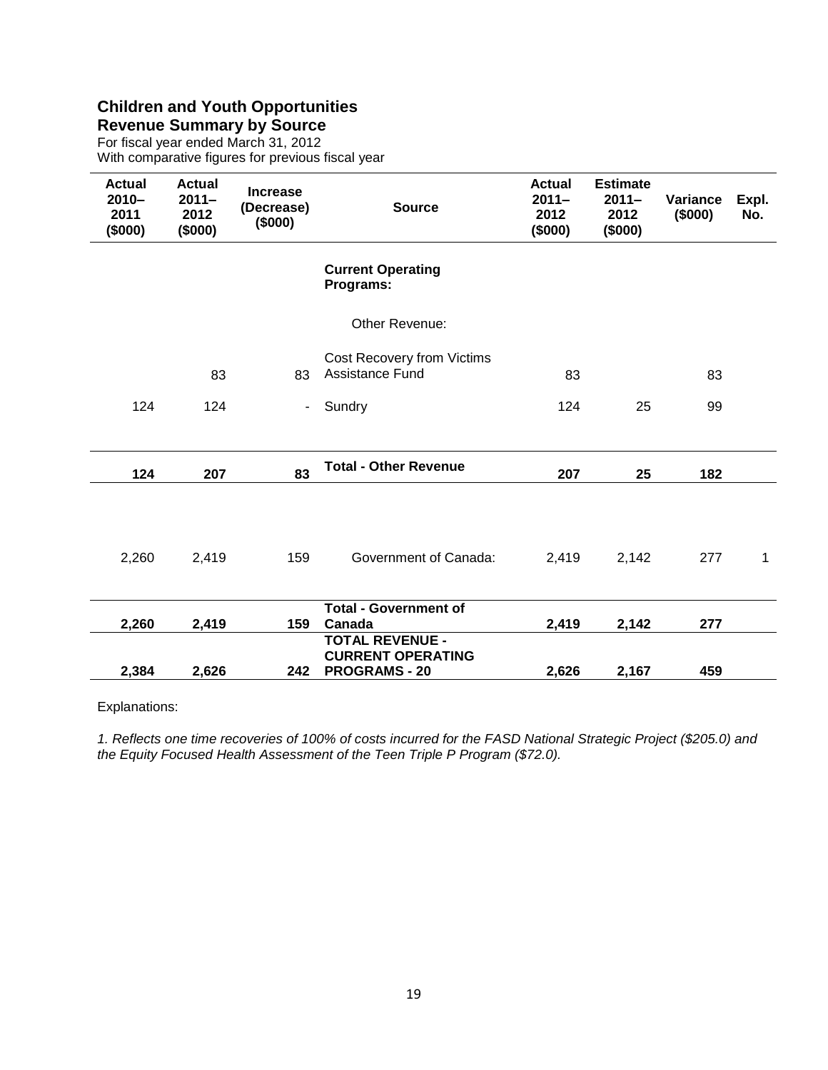## Children and Youth Opportunities
### Revenue Summary by Source

For fiscal year ended March 31, 2012
With comparative figures for previous fiscal year

| Actual 2010–2011 ($000) | Actual 2011–2012 ($000) | Increase (Decrease) ($000) | Source | Actual 2011–2012 ($000) | Estimate 2011–2012 ($000) | Variance ($000) | Expl. No. |
|---|---|---|---|---|---|---|---|
| | | | **Current Operating Programs:** | | | | |
| | | | Other Revenue: | | | | |
| | 83 | 83 | Cost Recovery from Victims Assistance Fund | 83 | | 83 | |
| 124 | 124 | - | Sundry | 124 | 25 | 99 | |
| **124** | **207** | **83** | **Total - Other Revenue** | **207** | **25** | **182** | |
| 2,260 | 2,419 | 159 | Government of Canada: | 2,419 | 2,142 | 277 | 1 |
| **2,260** | **2,419** | **159** | **Total - Government of Canada** | **2,419** | **2,142** | **277** | |
| **2,384** | **2,626** | **242** | **TOTAL REVENUE - CURRENT OPERATING PROGRAMS - 20** | **2,626** | **2,167** | **459** | |

Explanations:

*1. Reflects one time recoveries of 100% of costs incurred for the FASD National Strategic Project ($205.0) and the Equity Focused Health Assessment of the Teen Triple P Program ($72.0).*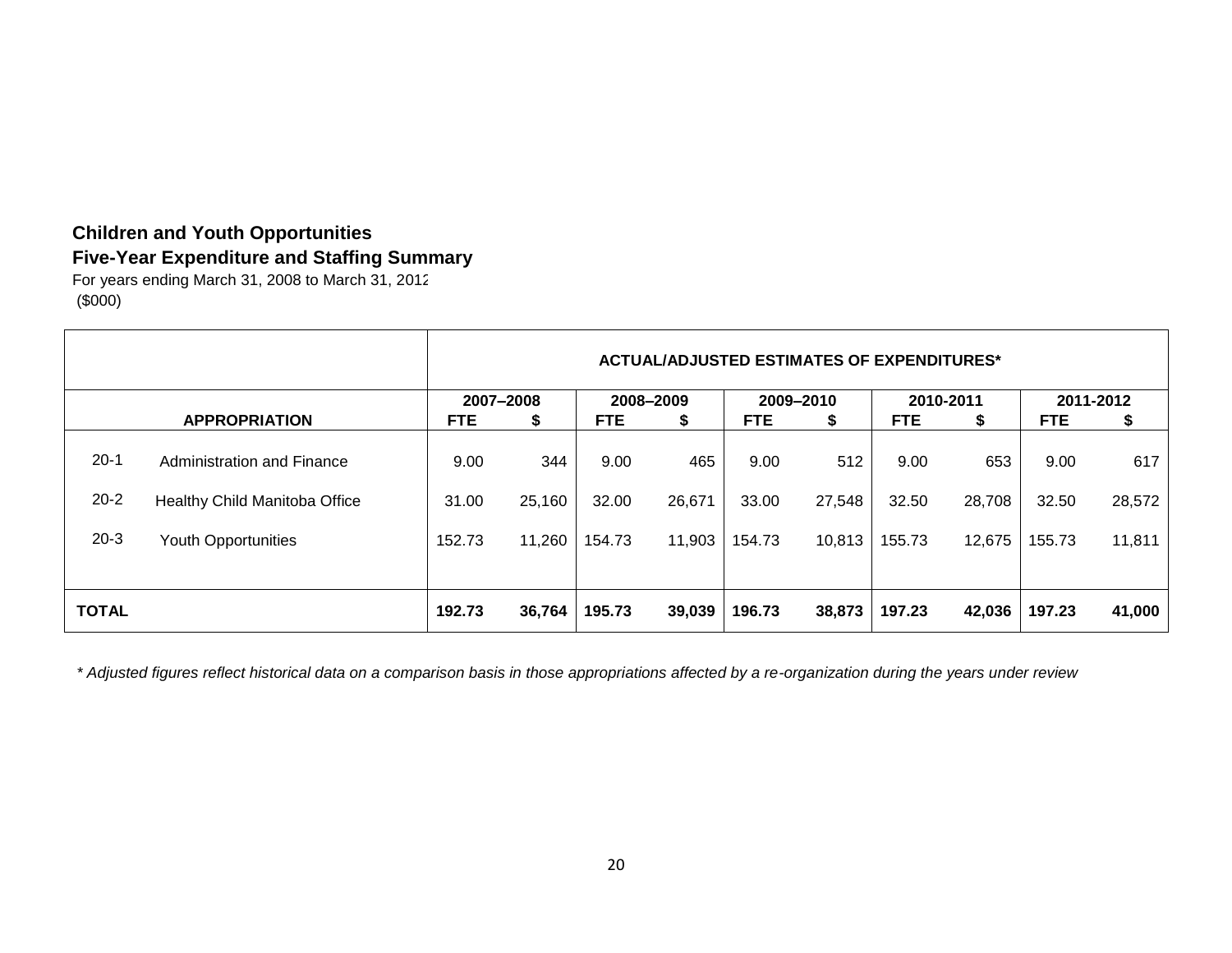**Children and Youth Opportunities**
**Five-Year Expenditure and Staffing Summary**
For years ending March 31, 2008 to March 31, 2012
(\$000)

| | | ACTUAL/ADJUSTED ESTIMATES OF EXPENDITURES* | | | | | | | | | |
|---|---|---|---|---|---|---|---|---|---|---|---|
| | | 2007–2008 | | 2008–2009 | | 2009–2010 | | 2010-2011 | | 2011-2012 | |
| | **APPROPRIATION** | **FTE** | **$** | **FTE** | **$** | **FTE** | **$** | **FTE** | **$** | **FTE** | **$** |
| 20-1 | Administration and Finance | 9.00 | 344 | 9.00 | 465 | 9.00 | 512 | 9.00 | 653 | 9.00 | 617 |
| 20-2 | Healthy Child Manitoba Office | 31.00 | 25,160 | 32.00 | 26,671 | 33.00 | 27,548 | 32.50 | 28,708 | 32.50 | 28,572 |
| 20-3 | Youth Opportunities | 152.73 | 11,260 | 154.73 | 11,903 | 154.73 | 10,813 | 155.73 | 12,675 | 155.73 | 11,811 |
| **TOTAL** | | **192.73** | **36,764** | **195.73** | **39,039** | **196.73** | **38,873** | **197.23** | **42,036** | **197.23** | **41,000** |

*\* Adjusted figures reflect historical data on a comparison basis in those appropriations affected by a re-organization during the years under review*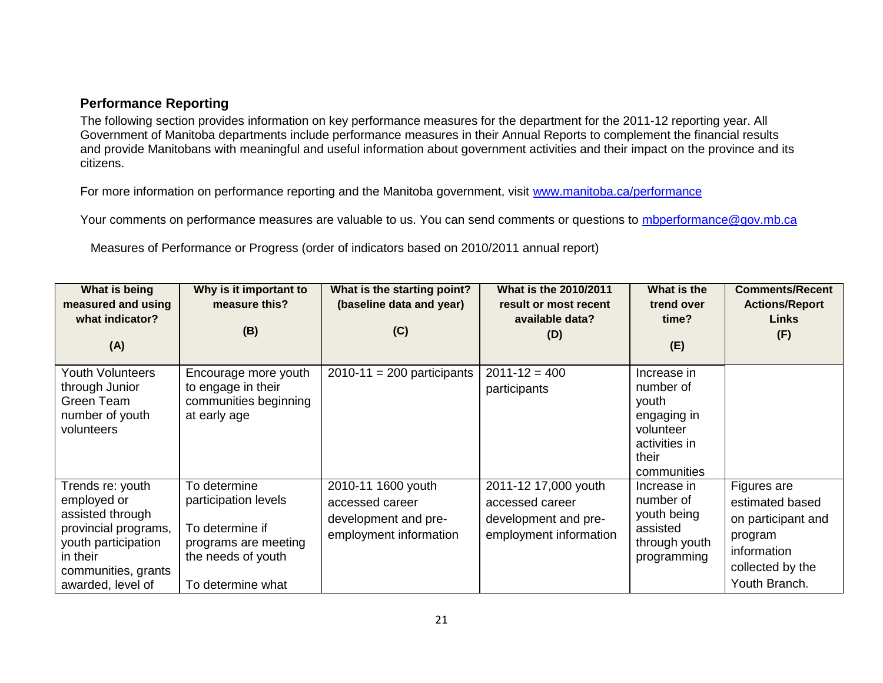## Performance Reporting

The following section provides information on key performance measures for the department for the 2011-12 reporting year. All Government of Manitoba departments include performance measures in their Annual Reports to complement the financial results and provide Manitobans with meaningful and useful information about government activities and their impact on the province and its citizens.

For more information on performance reporting and the Manitoba government, visit [www.manitoba.ca/performance](www.manitoba.ca/performance)

Your comments on performance measures are valuable to us. You can send comments or questions to [mbperformance@gov.mb.ca](mailto:mbperformance@gov.mb.ca)

Measures of Performance or Progress (order of indicators based on 2010/2011 annual report)

| What is being measured and using what indicator? (A) | Why is it important to measure this? (B) | What is the starting point? (baseline data and year) (C) | What is the 2010/2011 result or most recent available data? (D) | What is the trend over time? (E) | Comments/Recent Actions/Report Links (F) |
|---|---|---|---|---|---|
| Youth Volunteers through Junior Green Team number of youth volunteers | Encourage more youth to engage in their communities beginning at early age | 2010-11 = 200 participants | 2011-12 = 400 participants | Increase in number of youth engaging in volunteer activities in their communities | |
| Trends re: youth employed or assisted through provincial programs, youth participation in their communities, grants awarded, level of | To determine participation levels<br><br>To determine if programs are meeting the needs of youth<br><br>To determine what | 2010-11 1600 youth accessed career development and pre-employment information | 2011-12 17,000 youth accessed career development and pre-employment information | Increase in number of youth being assisted through youth programming | Figures are estimated based on participant and program information collected by the Youth Branch. |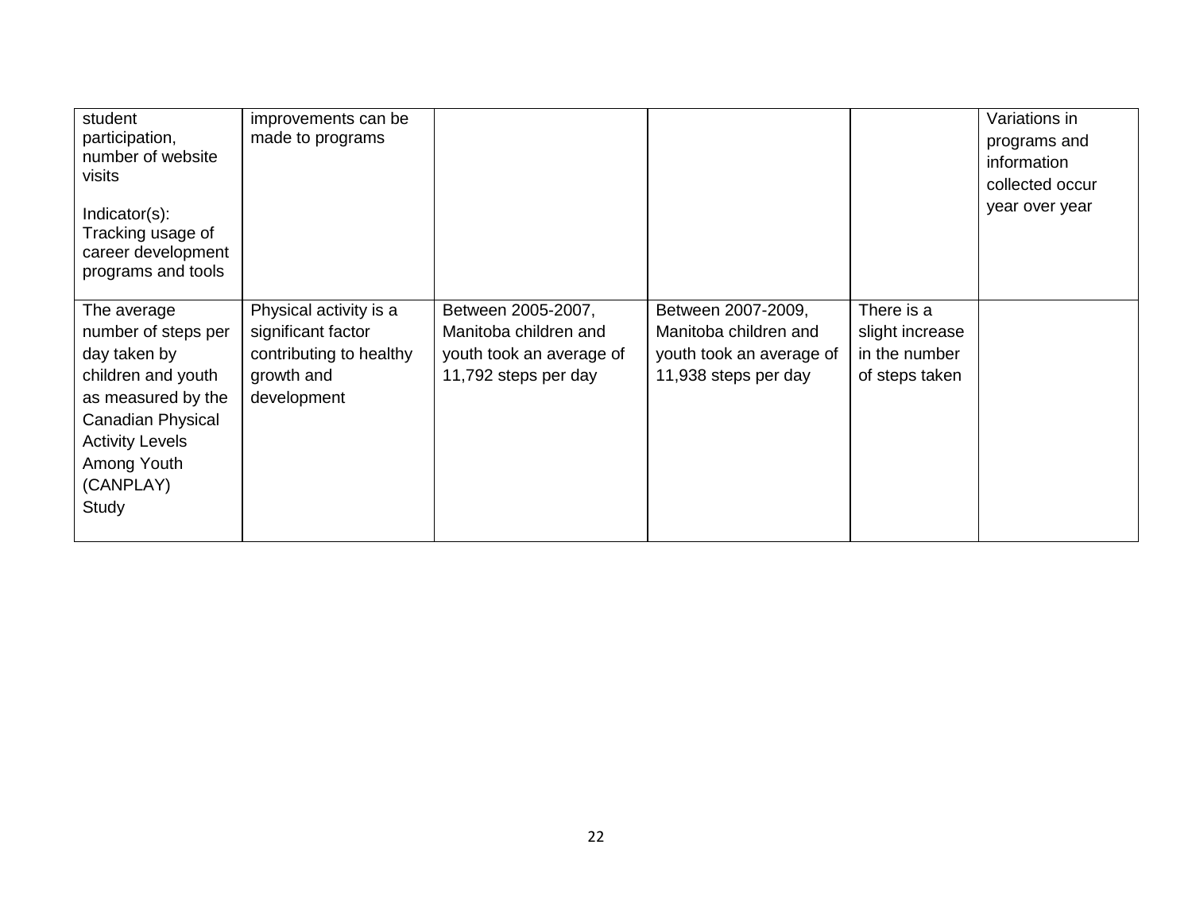| | | | | | |
|---|---|---|---|---|---|
| student participation, number of website visits<br><br>Indicator(s): Tracking usage of career development programs and tools | improvements can be made to programs | | | | Variations in programs and information collected occur year over year |
| The average number of steps per day taken by children and youth as measured by the Canadian Physical Activity Levels Among Youth (CANPLAY) Study | Physical activity is a significant factor contributing to healthy growth and development | Between 2005-2007, Manitoba children and youth took an average of 11,792 steps per day | Between 2007-2009, Manitoba children and youth took an average of 11,938 steps per day | There is a slight increase in the number of steps taken | |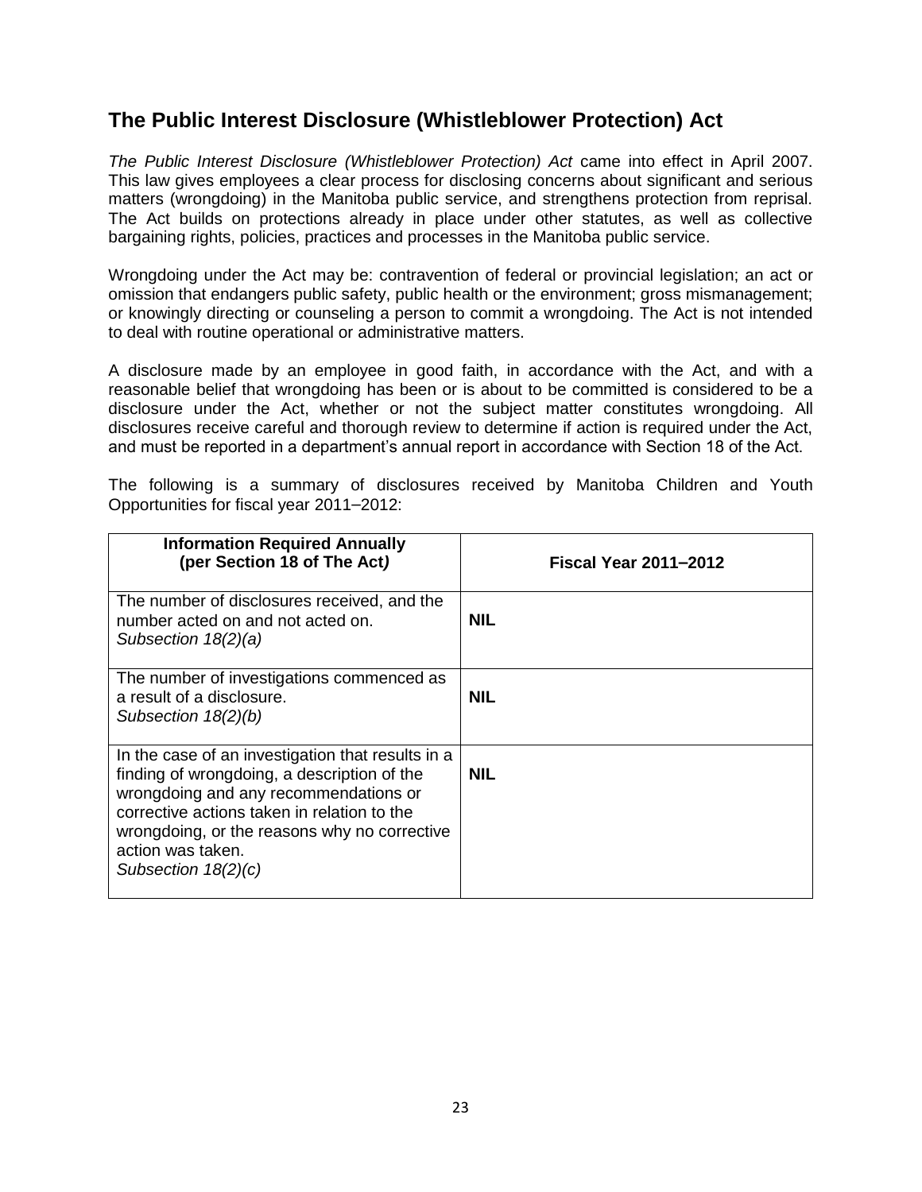## The Public Interest Disclosure (Whistleblower Protection) Act

*The Public Interest Disclosure (Whistleblower Protection) Act* came into effect in April 2007. This law gives employees a clear process for disclosing concerns about significant and serious matters (wrongdoing) in the Manitoba public service, and strengthens protection from reprisal. The Act builds on protections already in place under other statutes, as well as collective bargaining rights, policies, practices and processes in the Manitoba public service.

Wrongdoing under the Act may be: contravention of federal or provincial legislation; an act or omission that endangers public safety, public health or the environment; gross mismanagement; or knowingly directing or counseling a person to commit a wrongdoing. The Act is not intended to deal with routine operational or administrative matters.

A disclosure made by an employee in good faith, in accordance with the Act, and with a reasonable belief that wrongdoing has been or is about to be committed is considered to be a disclosure under the Act, whether or not the subject matter constitutes wrongdoing. All disclosures receive careful and thorough review to determine if action is required under the Act, and must be reported in a department's annual report in accordance with Section 18 of the Act.

The following is a summary of disclosures received by Manitoba Children and Youth Opportunities for fiscal year 2011–2012:

| **Information Required Annually (per Section 18 of The Act)** | **Fiscal Year 2011–2012** |
|---|---|
| The number of disclosures received, and the number acted on and not acted on. *Subsection 18(2)(a)* | **NIL** |
| The number of investigations commenced as a result of a disclosure. *Subsection 18(2)(b)* | **NIL** |
| In the case of an investigation that results in a finding of wrongdoing, a description of the wrongdoing and any recommendations or corrective actions taken in relation to the wrongdoing, or the reasons why no corrective action was taken. *Subsection 18(2)(c)* | **NIL** |